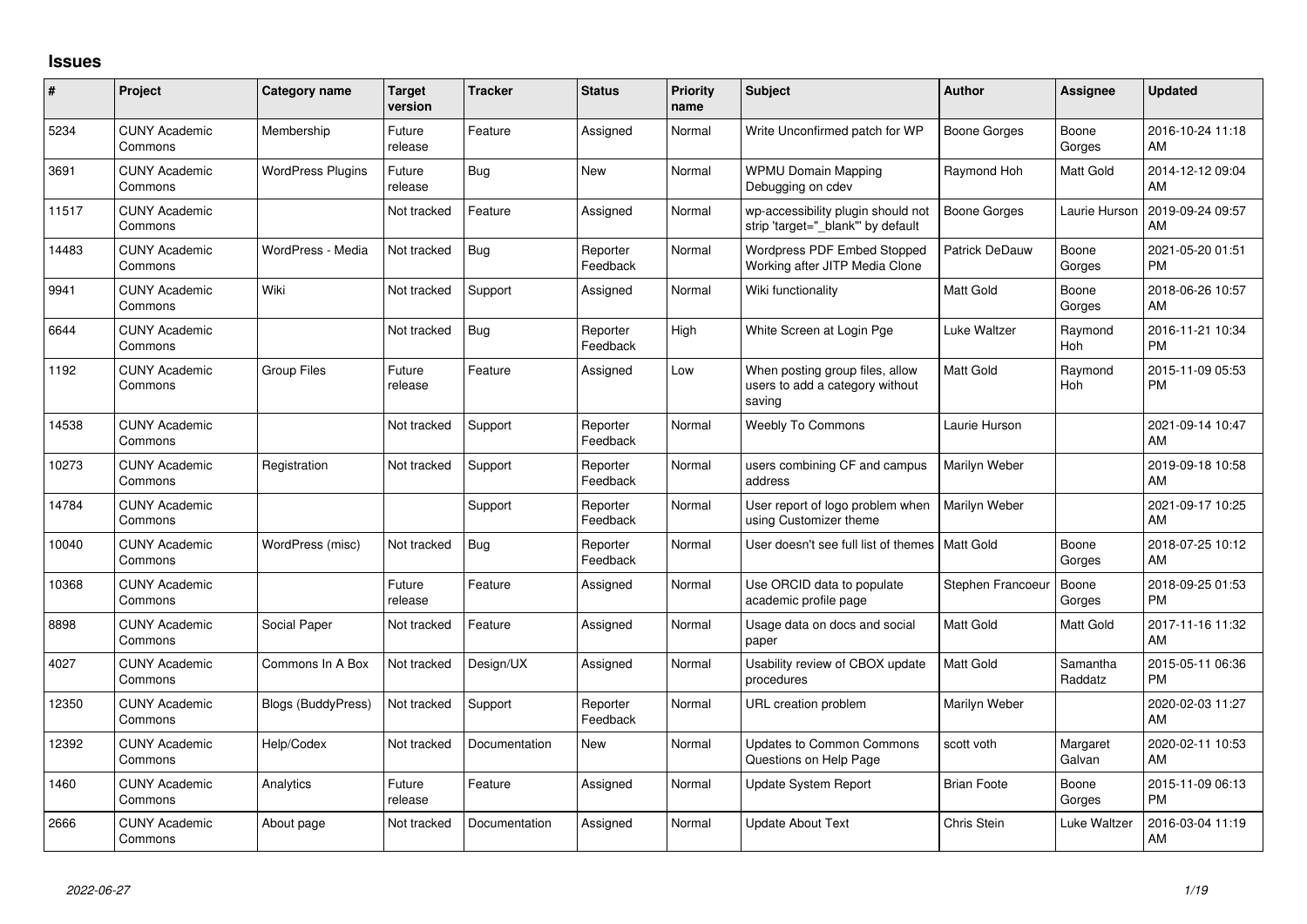## Issues

| # | Project | Category name | Target version | Tracker | Status | Priority name | Subject | Author | Assignee | Updated |
|---|---|---|---|---|---|---|---|---|---|---|
| 5234 | CUNY Academic Commons | Membership | Future release | Feature | Assigned | Normal | Write Unconfirmed patch for WP | Boone Gorges | Boone Gorges | 2016-10-24 11:18 AM |
| 3691 | CUNY Academic Commons | WordPress Plugins | Future release | Bug | New | Normal | WPMU Domain Mapping Debugging on cdev | Raymond Hoh | Matt Gold | 2014-12-12 09:04 AM |
| 11517 | CUNY Academic Commons | | Not tracked | Feature | Assigned | Normal | wp-accessibility plugin should not strip 'target="_blank"' by default | Boone Gorges | Laurie Hurson | 2019-09-24 09:57 AM |
| 14483 | CUNY Academic Commons | WordPress - Media | Not tracked | Bug | Reporter Feedback | Normal | Wordpress PDF Embed Stopped Working after JITP Media Clone | Patrick DeDauw | Boone Gorges | 2021-05-20 01:51 PM |
| 9941 | CUNY Academic Commons | Wiki | Not tracked | Support | Assigned | Normal | Wiki functionality | Matt Gold | Boone Gorges | 2018-06-26 10:57 AM |
| 6644 | CUNY Academic Commons | | Not tracked | Bug | Reporter Feedback | High | White Screen at Login Pge | Luke Waltzer | Raymond Hoh | 2016-11-21 10:34 PM |
| 1192 | CUNY Academic Commons | Group Files | Future release | Feature | Assigned | Low | When posting group files, allow users to add a category without saving | Matt Gold | Raymond Hoh | 2015-11-09 05:53 PM |
| 14538 | CUNY Academic Commons | | Not tracked | Support | Reporter Feedback | Normal | Weebly To Commons | Laurie Hurson | | 2021-09-14 10:47 AM |
| 10273 | CUNY Academic Commons | Registration | Not tracked | Support | Reporter Feedback | Normal | users combining CF and campus address | Marilyn Weber | | 2019-09-18 10:58 AM |
| 14784 | CUNY Academic Commons | | | Support | Reporter Feedback | Normal | User report of logo problem when using Customizer theme | Marilyn Weber | | 2021-09-17 10:25 AM |
| 10040 | CUNY Academic Commons | WordPress (misc) | Not tracked | Bug | Reporter Feedback | Normal | User doesn't see full list of themes | Matt Gold | Boone Gorges | 2018-07-25 10:12 AM |
| 10368 | CUNY Academic Commons | | Future release | Feature | Assigned | Normal | Use ORCID data to populate academic profile page | Stephen Francoeur | Boone Gorges | 2018-09-25 01:53 PM |
| 8898 | CUNY Academic Commons | Social Paper | Not tracked | Feature | Assigned | Normal | Usage data on docs and social paper | Matt Gold | Matt Gold | 2017-11-16 11:32 AM |
| 4027 | CUNY Academic Commons | Commons In A Box | Not tracked | Design/UX | Assigned | Normal | Usability review of CBOX update procedures | Matt Gold | Samantha Raddatz | 2015-05-11 06:36 PM |
| 12350 | CUNY Academic Commons | Blogs (BuddyPress) | Not tracked | Support | Reporter Feedback | Normal | URL creation problem | Marilyn Weber | | 2020-02-03 11:27 AM |
| 12392 | CUNY Academic Commons | Help/Codex | Not tracked | Documentation | New | Normal | Updates to Common Commons Questions on Help Page | scott voth | Margaret Galvan | 2020-02-11 10:53 AM |
| 1460 | CUNY Academic Commons | Analytics | Future release | Feature | Assigned | Normal | Update System Report | Brian Foote | Boone Gorges | 2015-11-09 06:13 PM |
| 2666 | CUNY Academic Commons | About page | Not tracked | Documentation | Assigned | Normal | Update About Text | Chris Stein | Luke Waltzer | 2016-03-04 11:19 AM |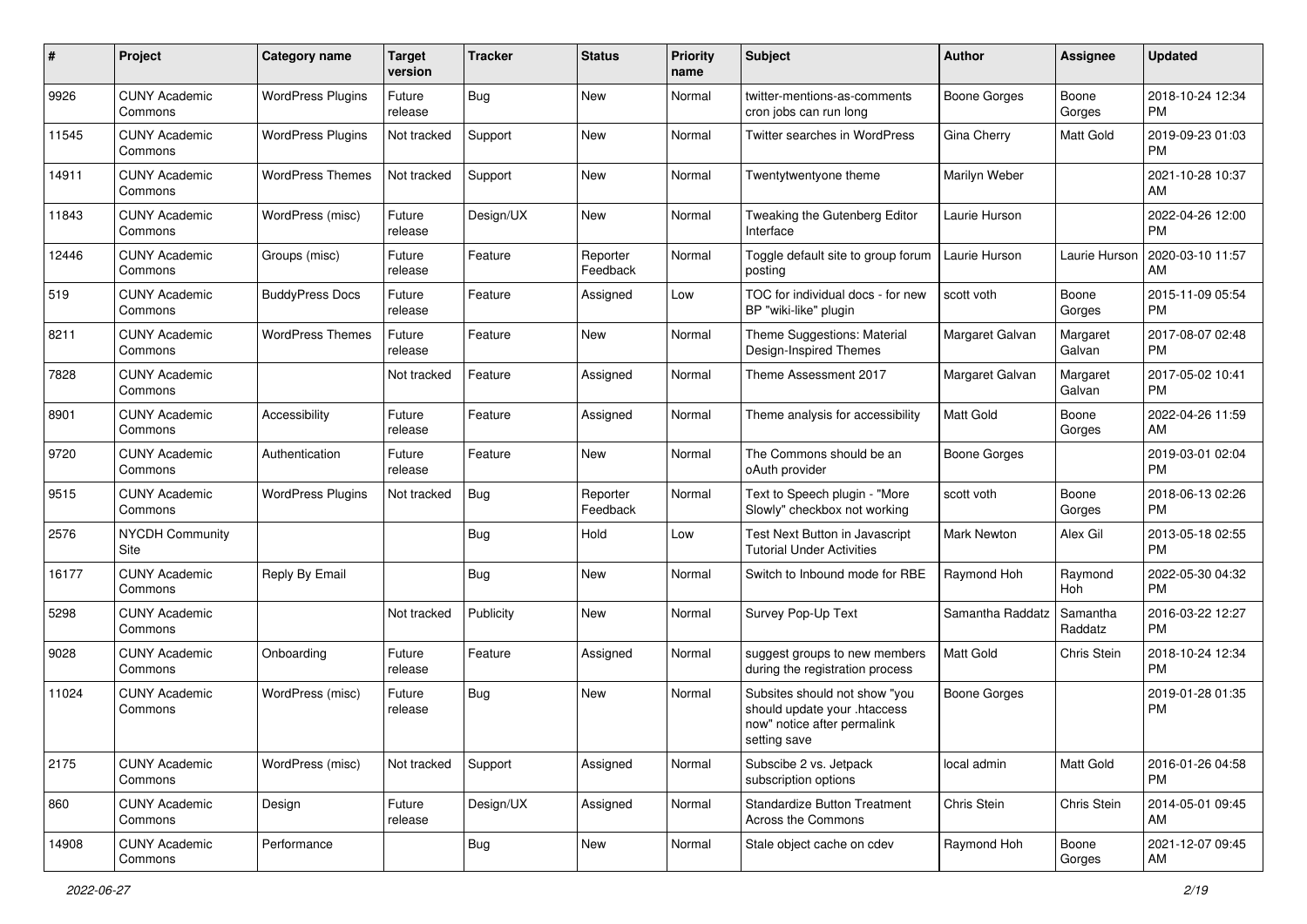| # | Project | Category name | Target version | Tracker | Status | Priority name | Subject | Author | Assignee | Updated |
|---|---|---|---|---|---|---|---|---|---|---|
| 9926 | CUNY Academic Commons | WordPress Plugins | Future release | Bug | New | Normal | twitter-mentions-as-comments cron jobs can run long | Boone Gorges | Boone Gorges | 2018-10-24 12:34 PM |
| 11545 | CUNY Academic Commons | WordPress Plugins | Not tracked | Support | New | Normal | Twitter searches in WordPress | Gina Cherry | Matt Gold | 2019-09-23 01:03 PM |
| 14911 | CUNY Academic Commons | WordPress Themes | Not tracked | Support | New | Normal | Twentytwentyone theme | Marilyn Weber | | 2021-10-28 10:37 AM |
| 11843 | CUNY Academic Commons | WordPress (misc) | Future release | Design/UX | New | Normal | Tweaking the Gutenberg Editor Interface | Laurie Hurson | | 2022-04-26 12:00 PM |
| 12446 | CUNY Academic Commons | Groups (misc) | Future release | Feature | Reporter Feedback | Normal | Toggle default site to group forum posting | Laurie Hurson | Laurie Hurson | 2020-03-10 11:57 AM |
| 519 | CUNY Academic Commons | BuddyPress Docs | Future release | Feature | Assigned | Low | TOC for individual docs - for new BP "wiki-like" plugin | scott voth | Boone Gorges | 2015-11-09 05:54 PM |
| 8211 | CUNY Academic Commons | WordPress Themes | Future release | Feature | New | Normal | Theme Suggestions: Material Design-Inspired Themes | Margaret Galvan | Margaret Galvan | 2017-08-07 02:48 PM |
| 7828 | CUNY Academic Commons | | Not tracked | Feature | Assigned | Normal | Theme Assessment 2017 | Margaret Galvan | Margaret Galvan | 2017-05-02 10:41 PM |
| 8901 | CUNY Academic Commons | Accessibility | Future release | Feature | Assigned | Normal | Theme analysis for accessibility | Matt Gold | Boone Gorges | 2022-04-26 11:59 AM |
| 9720 | CUNY Academic Commons | Authentication | Future release | Feature | New | Normal | The Commons should be an oAuth provider | Boone Gorges | | 2019-03-01 02:04 PM |
| 9515 | CUNY Academic Commons | WordPress Plugins | Not tracked | Bug | Reporter Feedback | Normal | Text to Speech plugin - "More Slowly" checkbox not working | scott voth | Boone Gorges | 2018-06-13 02:26 PM |
| 2576 | NYCDH Community Site | | | Bug | Hold | Low | Test Next Button in Javascript Tutorial Under Activities | Mark Newton | Alex Gil | 2013-05-18 02:55 PM |
| 16177 | CUNY Academic Commons | Reply By Email | | Bug | New | Normal | Switch to Inbound mode for RBE | Raymond Hoh | Raymond Hoh | 2022-05-30 04:32 PM |
| 5298 | CUNY Academic Commons | | Not tracked | Publicity | New | Normal | Survey Pop-Up Text | Samantha Raddatz | Samantha Raddatz | 2016-03-22 12:27 PM |
| 9028 | CUNY Academic Commons | Onboarding | Future release | Feature | Assigned | Normal | suggest groups to new members during the registration process | Matt Gold | Chris Stein | 2018-10-24 12:34 PM |
| 11024 | CUNY Academic Commons | WordPress (misc) | Future release | Bug | New | Normal | Subsites should not show "you should update your .htaccess now" notice after permalink setting save | Boone Gorges | | 2019-01-28 01:35 PM |
| 2175 | CUNY Academic Commons | WordPress (misc) | Not tracked | Support | Assigned | Normal | Subscibe 2 vs. Jetpack subscription options | local admin | Matt Gold | 2016-01-26 04:58 PM |
| 860 | CUNY Academic Commons | Design | Future release | Design/UX | Assigned | Normal | Standardize Button Treatment Across the Commons | Chris Stein | Chris Stein | 2014-05-01 09:45 AM |
| 14908 | CUNY Academic Commons | Performance | | Bug | New | Normal | Stale object cache on cdev | Raymond Hoh | Boone Gorges | 2021-12-07 09:45 AM |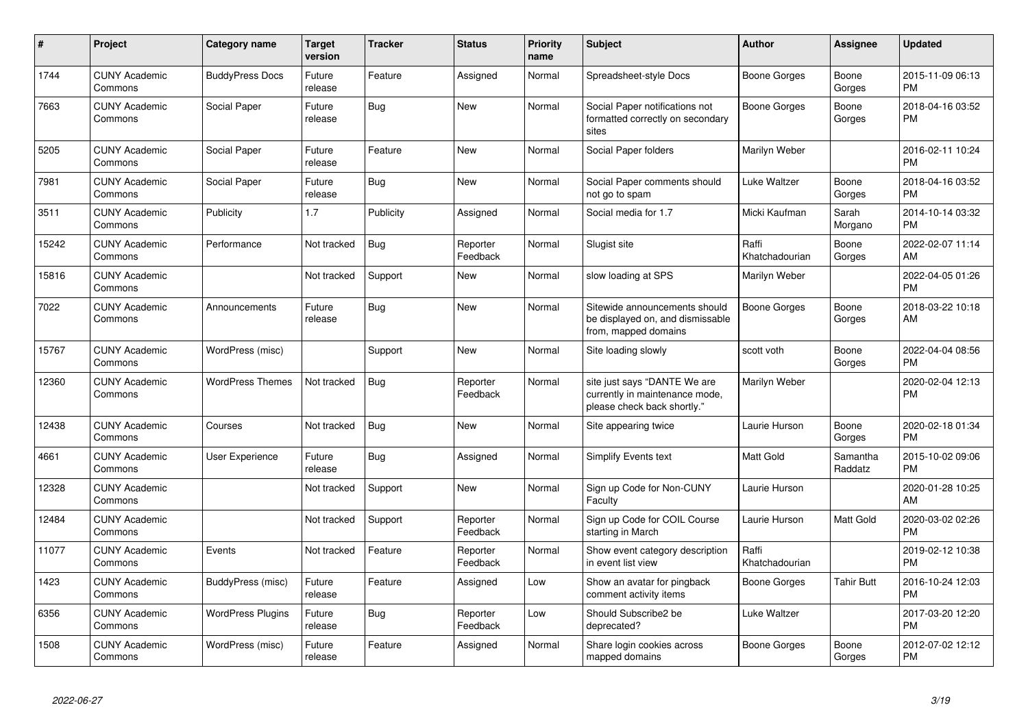| # | Project | Category name | Target version | Tracker | Status | Priority name | Subject | Author | Assignee | Updated |
|---|---|---|---|---|---|---|---|---|---|---|
| 1744 | CUNY Academic Commons | BuddyPress Docs | Future release | Feature | Assigned | Normal | Spreadsheet-style Docs | Boone Gorges | Boone Gorges | 2015-11-09 06:13 PM |
| 7663 | CUNY Academic Commons | Social Paper | Future release | Bug | New | Normal | Social Paper notifications not formatted correctly on secondary sites | Boone Gorges | Boone Gorges | 2018-04-16 03:52 PM |
| 5205 | CUNY Academic Commons | Social Paper | Future release | Feature | New | Normal | Social Paper folders | Marilyn Weber | | 2016-02-11 10:24 PM |
| 7981 | CUNY Academic Commons | Social Paper | Future release | Bug | New | Normal | Social Paper comments should not go to spam | Luke Waltzer | Boone Gorges | 2018-04-16 03:52 PM |
| 3511 | CUNY Academic Commons | Publicity | 1.7 | Publicity | Assigned | Normal | Social media for 1.7 | Micki Kaufman | Sarah Morgano | 2014-10-14 03:32 PM |
| 15242 | CUNY Academic Commons | Performance | Not tracked | Bug | Reporter Feedback | Normal | Slugist site | Raffi Khatchadourian | Boone Gorges | 2022-02-07 11:14 AM |
| 15816 | CUNY Academic Commons | | Not tracked | Support | New | Normal | slow loading at SPS | Marilyn Weber | | 2022-04-05 01:26 PM |
| 7022 | CUNY Academic Commons | Announcements | Future release | Bug | New | Normal | Sitewide announcements should be displayed on, and dismissable from, mapped domains | Boone Gorges | Boone Gorges | 2018-03-22 10:18 AM |
| 15767 | CUNY Academic Commons | WordPress (misc) | | Support | New | Normal | Site loading slowly | scott voth | Boone Gorges | 2022-04-04 08:56 PM |
| 12360 | CUNY Academic Commons | WordPress Themes | Not tracked | Bug | Reporter Feedback | Normal | site just says "DANTE We are currently in maintenance mode, please check back shortly." | Marilyn Weber | | 2020-02-04 12:13 PM |
| 12438 | CUNY Academic Commons | Courses | Not tracked | Bug | New | Normal | Site appearing twice | Laurie Hurson | Boone Gorges | 2020-02-18 01:34 PM |
| 4661 | CUNY Academic Commons | User Experience | Future release | Bug | Assigned | Normal | Simplify Events text | Matt Gold | Samantha Raddatz | 2015-10-02 09:06 PM |
| 12328 | CUNY Academic Commons | | Not tracked | Support | New | Normal | Sign up Code for Non-CUNY Faculty | Laurie Hurson | | 2020-01-28 10:25 AM |
| 12484 | CUNY Academic Commons | | Not tracked | Support | Reporter Feedback | Normal | Sign up Code for COIL Course starting in March | Laurie Hurson | Matt Gold | 2020-03-02 02:26 PM |
| 11077 | CUNY Academic Commons | Events | Not tracked | Feature | Reporter Feedback | Normal | Show event category description in event list view | Raffi Khatchadourian | | 2019-02-12 10:38 PM |
| 1423 | CUNY Academic Commons | BuddyPress (misc) | Future release | Feature | Assigned | Low | Show an avatar for pingback comment activity items | Boone Gorges | Tahir Butt | 2016-10-24 12:03 PM |
| 6356 | CUNY Academic Commons | WordPress Plugins | Future release | Bug | Reporter Feedback | Low | Should Subscribe2 be deprecated? | Luke Waltzer | | 2017-03-20 12:20 PM |
| 1508 | CUNY Academic Commons | WordPress (misc) | Future release | Feature | Assigned | Normal | Share login cookies across mapped domains | Boone Gorges | Boone Gorges | 2012-07-02 12:12 PM |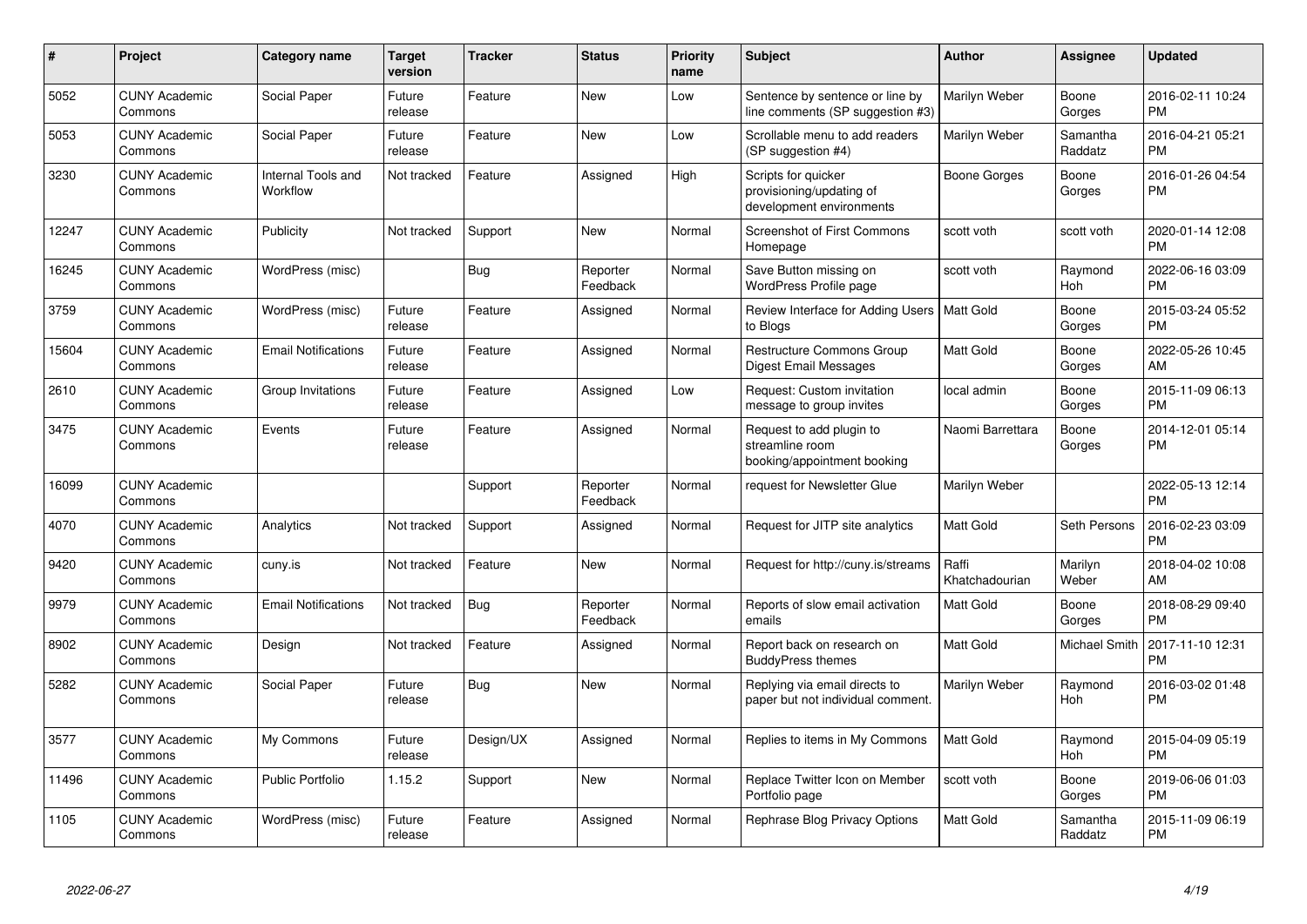| # | Project | Category name | Target version | Tracker | Status | Priority name | Subject | Author | Assignee | Updated |
|---|---|---|---|---|---|---|---|---|---|---|
| 5052 | CUNY Academic Commons | Social Paper | Future release | Feature | New | Low | Sentence by sentence or line by line comments (SP suggestion #3) | Marilyn Weber | Boone Gorges | 2016-02-11 10:24 PM |
| 5053 | CUNY Academic Commons | Social Paper | Future release | Feature | New | Low | Scrollable menu to add readers (SP suggestion #4) | Marilyn Weber | Samantha Raddatz | 2016-04-21 05:21 PM |
| 3230 | CUNY Academic Commons | Internal Tools and Workflow | Not tracked | Feature | Assigned | High | Scripts for quicker provisioning/updating of development environments | Boone Gorges | Boone Gorges | 2016-01-26 04:54 PM |
| 12247 | CUNY Academic Commons | Publicity | Not tracked | Support | New | Normal | Screenshot of First Commons Homepage | scott voth | scott voth | 2020-01-14 12:08 PM |
| 16245 | CUNY Academic Commons | WordPress (misc) | | Bug | Reporter Feedback | Normal | Save Button missing on WordPress Profile page | scott voth | Raymond Hoh | 2022-06-16 03:09 PM |
| 3759 | CUNY Academic Commons | WordPress (misc) | Future release | Feature | Assigned | Normal | Review Interface for Adding Users to Blogs | Matt Gold | Boone Gorges | 2015-03-24 05:52 PM |
| 15604 | CUNY Academic Commons | Email Notifications | Future release | Feature | Assigned | Normal | Restructure Commons Group Digest Email Messages | Matt Gold | Boone Gorges | 2022-05-26 10:45 AM |
| 2610 | CUNY Academic Commons | Group Invitations | Future release | Feature | Assigned | Low | Request: Custom invitation message to group invites | local admin | Boone Gorges | 2015-11-09 06:13 PM |
| 3475 | CUNY Academic Commons | Events | Future release | Feature | Assigned | Normal | Request to add plugin to streamline room booking/appointment booking | Naomi Barrettara | Boone Gorges | 2014-12-01 05:14 PM |
| 16099 | CUNY Academic Commons | | | Support | Reporter Feedback | Normal | request for Newsletter Glue | Marilyn Weber | | 2022-05-13 12:14 PM |
| 4070 | CUNY Academic Commons | Analytics | Not tracked | Support | Assigned | Normal | Request for JITP site analytics | Matt Gold | Seth Persons | 2016-02-23 03:09 PM |
| 9420 | CUNY Academic Commons | cuny.is | Not tracked | Feature | New | Normal | Request for http://cuny.is/streams | Raffi Khatchadourian | Marilyn Weber | 2018-04-02 10:08 AM |
| 9979 | CUNY Academic Commons | Email Notifications | Not tracked | Bug | Reporter Feedback | Normal | Reports of slow email activation emails | Matt Gold | Boone Gorges | 2018-08-29 09:40 PM |
| 8902 | CUNY Academic Commons | Design | Not tracked | Feature | Assigned | Normal | Report back on research on BuddyPress themes | Matt Gold | Michael Smith | 2017-11-10 12:31 PM |
| 5282 | CUNY Academic Commons | Social Paper | Future release | Bug | New | Normal | Replying via email directs to paper but not individual comment. | Marilyn Weber | Raymond Hoh | 2016-03-02 01:48 PM |
| 3577 | CUNY Academic Commons | My Commons | Future release | Design/UX | Assigned | Normal | Replies to items in My Commons | Matt Gold | Raymond Hoh | 2015-04-09 05:19 PM |
| 11496 | CUNY Academic Commons | Public Portfolio | 1.15.2 | Support | New | Normal | Replace Twitter Icon on Member Portfolio page | scott voth | Boone Gorges | 2019-06-06 01:03 PM |
| 1105 | CUNY Academic Commons | WordPress (misc) | Future release | Feature | Assigned | Normal | Rephrase Blog Privacy Options | Matt Gold | Samantha Raddatz | 2015-11-09 06:19 PM |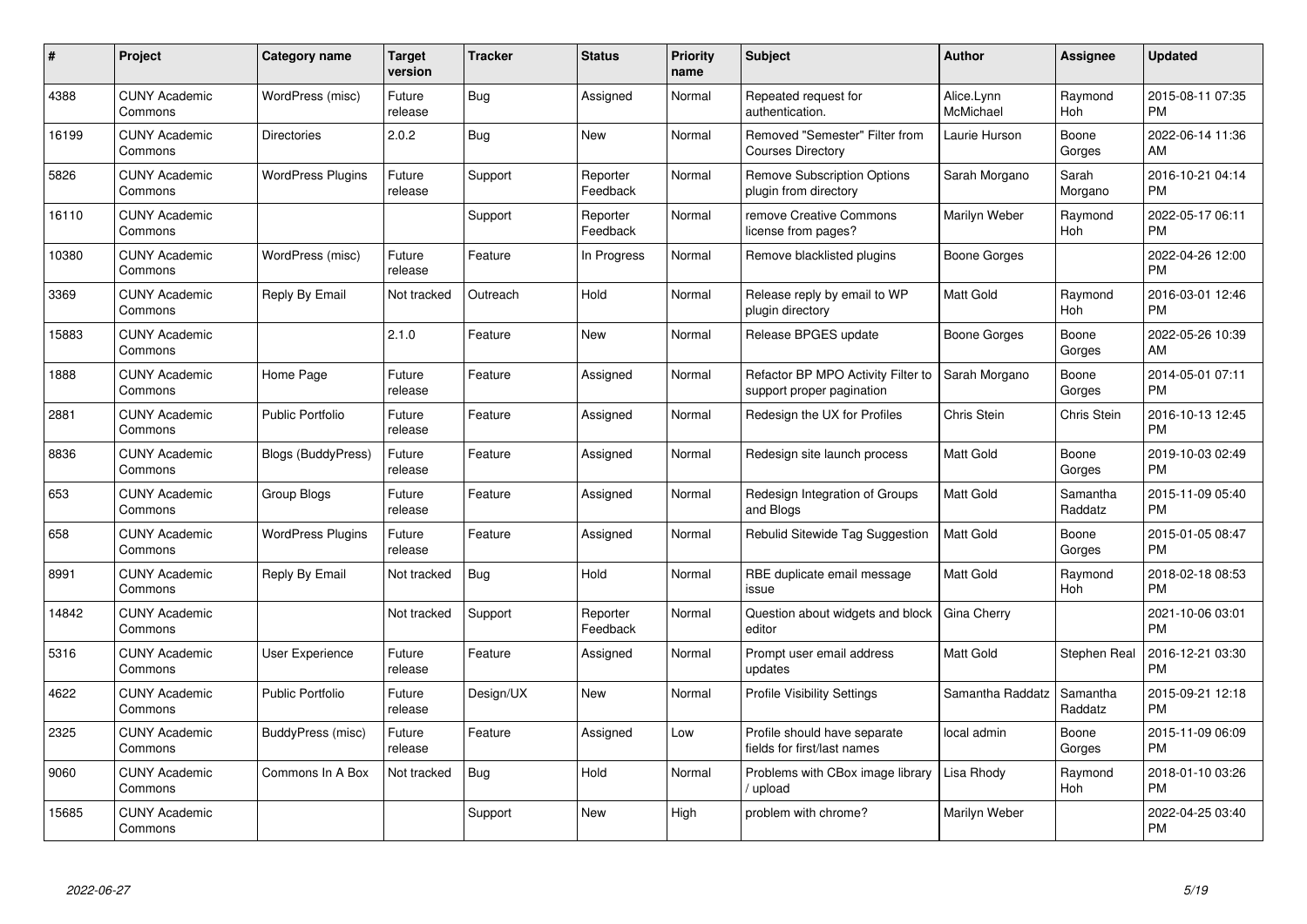| # | Project | Category name | Target version | Tracker | Status | Priority name | Subject | Author | Assignee | Updated |
|---|---|---|---|---|---|---|---|---|---|---|
| 4388 | CUNY Academic Commons | WordPress (misc) | Future release | Bug | Assigned | Normal | Repeated request for authentication. | Alice.Lynn McMichael | Raymond Hoh | 2015-08-11 07:35 PM |
| 16199 | CUNY Academic Commons | Directories | 2.0.2 | Bug | New | Normal | Removed "Semester" Filter from Courses Directory | Laurie Hurson | Boone Gorges | 2022-06-14 11:36 AM |
| 5826 | CUNY Academic Commons | WordPress Plugins | Future release | Support | Reporter Feedback | Normal | Remove Subscription Options plugin from directory | Sarah Morgano | Sarah Morgano | 2016-10-21 04:14 PM |
| 16110 | CUNY Academic Commons | | | Support | Reporter Feedback | Normal | remove Creative Commons license from pages? | Marilyn Weber | Raymond Hoh | 2022-05-17 06:11 PM |
| 10380 | CUNY Academic Commons | WordPress (misc) | Future release | Feature | In Progress | Normal | Remove blacklisted plugins | Boone Gorges | | 2022-04-26 12:00 PM |
| 3369 | CUNY Academic Commons | Reply By Email | Not tracked | Outreach | Hold | Normal | Release reply by email to WP plugin directory | Matt Gold | Raymond Hoh | 2016-03-01 12:46 PM |
| 15883 | CUNY Academic Commons | | 2.1.0 | Feature | New | Normal | Release BPGES update | Boone Gorges | Boone Gorges | 2022-05-26 10:39 AM |
| 1888 | CUNY Academic Commons | Home Page | Future release | Feature | Assigned | Normal | Refactor BP MPO Activity Filter to support proper pagination | Sarah Morgano | Boone Gorges | 2014-05-01 07:11 PM |
| 2881 | CUNY Academic Commons | Public Portfolio | Future release | Feature | Assigned | Normal | Redesign the UX for Profiles | Chris Stein | Chris Stein | 2016-10-13 12:45 PM |
| 8836 | CUNY Academic Commons | Blogs (BuddyPress) | Future release | Feature | Assigned | Normal | Redesign site launch process | Matt Gold | Boone Gorges | 2019-10-03 02:49 PM |
| 653 | CUNY Academic Commons | Group Blogs | Future release | Feature | Assigned | Normal | Redesign Integration of Groups and Blogs | Matt Gold | Samantha Raddatz | 2015-11-09 05:40 PM |
| 658 | CUNY Academic Commons | WordPress Plugins | Future release | Feature | Assigned | Normal | Rebulid Sitewide Tag Suggestion | Matt Gold | Boone Gorges | 2015-01-05 08:47 PM |
| 8991 | CUNY Academic Commons | Reply By Email | Not tracked | Bug | Hold | Normal | RBE duplicate email message issue | Matt Gold | Raymond Hoh | 2018-02-18 08:53 PM |
| 14842 | CUNY Academic Commons | | Not tracked | Support | Reporter Feedback | Normal | Question about widgets and block editor | Gina Cherry | | 2021-10-06 03:01 PM |
| 5316 | CUNY Academic Commons | User Experience | Future release | Feature | Assigned | Normal | Prompt user email address updates | Matt Gold | Stephen Real | 2016-12-21 03:30 PM |
| 4622 | CUNY Academic Commons | Public Portfolio | Future release | Design/UX | New | Normal | Profile Visibility Settings | Samantha Raddatz | Samantha Raddatz | 2015-09-21 12:18 PM |
| 2325 | CUNY Academic Commons | BuddyPress (misc) | Future release | Feature | Assigned | Low | Profile should have separate fields for first/last names | local admin | Boone Gorges | 2015-11-09 06:09 PM |
| 9060 | CUNY Academic Commons | Commons In A Box | Not tracked | Bug | Hold | Normal | Problems with CBox image library / upload | Lisa Rhody | Raymond Hoh | 2018-01-10 03:26 PM |
| 15685 | CUNY Academic Commons | | | Support | New | High | problem with chrome? | Marilyn Weber | | 2022-04-25 03:40 PM |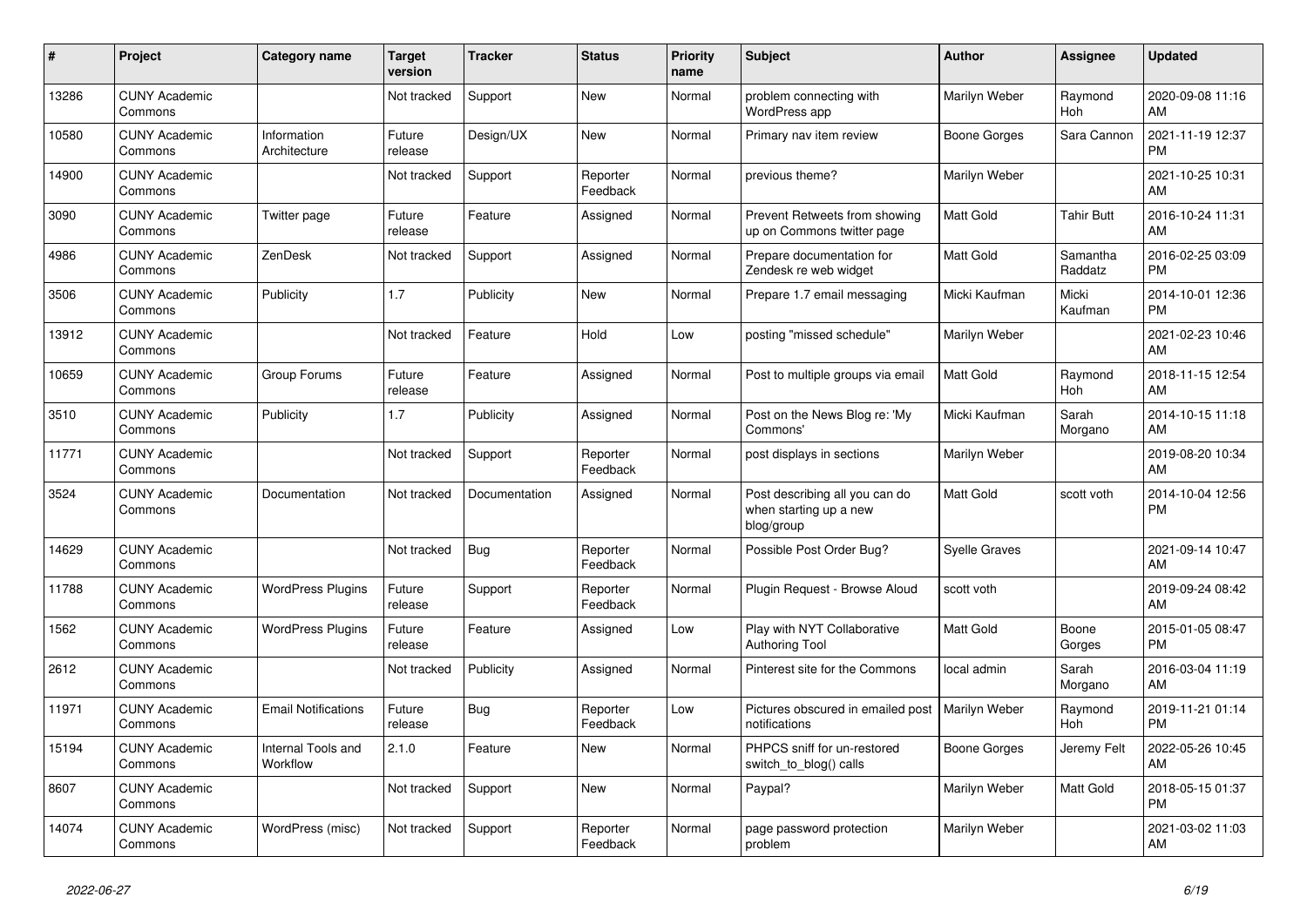| # | Project | Category name | Target version | Tracker | Status | Priority name | Subject | Author | Assignee | Updated |
|---|---|---|---|---|---|---|---|---|---|---|
| 13286 | CUNY Academic Commons |  | Not tracked | Support | New | Normal | problem connecting with WordPress app | Marilyn Weber | Raymond Hoh | 2020-09-08 11:16 AM |
| 10580 | CUNY Academic Commons | Information Architecture | Future release | Design/UX | New | Normal | Primary nav item review | Boone Gorges | Sara Cannon | 2021-11-19 12:37 PM |
| 14900 | CUNY Academic Commons |  | Not tracked | Support | Reporter Feedback | Normal | previous theme? | Marilyn Weber |  | 2021-10-25 10:31 AM |
| 3090 | CUNY Academic Commons | Twitter page | Future release | Feature | Assigned | Normal | Prevent Retweets from showing up on Commons twitter page | Matt Gold | Tahir Butt | 2016-10-24 11:31 AM |
| 4986 | CUNY Academic Commons | ZenDesk | Not tracked | Support | Assigned | Normal | Prepare documentation for Zendesk re web widget | Matt Gold | Samantha Raddatz | 2016-02-25 03:09 PM |
| 3506 | CUNY Academic Commons | Publicity | 1.7 | Publicity | New | Normal | Prepare 1.7 email messaging | Micki Kaufman | Micki Kaufman | 2014-10-01 12:36 PM |
| 13912 | CUNY Academic Commons |  | Not tracked | Feature | Hold | Low | posting "missed schedule" | Marilyn Weber |  | 2021-02-23 10:46 AM |
| 10659 | CUNY Academic Commons | Group Forums | Future release | Feature | Assigned | Normal | Post to multiple groups via email | Matt Gold | Raymond Hoh | 2018-11-15 12:54 AM |
| 3510 | CUNY Academic Commons | Publicity | 1.7 | Publicity | Assigned | Normal | Post on the News Blog re: 'My Commons' | Micki Kaufman | Sarah Morgano | 2014-10-15 11:18 AM |
| 11771 | CUNY Academic Commons |  | Not tracked | Support | Reporter Feedback | Normal | post displays in sections | Marilyn Weber |  | 2019-08-20 10:34 AM |
| 3524 | CUNY Academic Commons | Documentation | Not tracked | Documentation | Assigned | Normal | Post describing all you can do when starting up a new blog/group | Matt Gold | scott voth | 2014-10-04 12:56 PM |
| 14629 | CUNY Academic Commons |  | Not tracked | Bug | Reporter Feedback | Normal | Possible Post Order Bug? | Syelle Graves |  | 2021-09-14 10:47 AM |
| 11788 | CUNY Academic Commons | WordPress Plugins | Future release | Support | Reporter Feedback | Normal | Plugin Request - Browse Aloud | scott voth |  | 2019-09-24 08:42 AM |
| 1562 | CUNY Academic Commons | WordPress Plugins | Future release | Feature | Assigned | Low | Play with NYT Collaborative Authoring Tool | Matt Gold | Boone Gorges | 2015-01-05 08:47 PM |
| 2612 | CUNY Academic Commons |  | Not tracked | Publicity | Assigned | Normal | Pinterest site for the Commons | local admin | Sarah Morgano | 2016-03-04 11:19 AM |
| 11971 | CUNY Academic Commons | Email Notifications | Future release | Bug | Reporter Feedback | Low | Pictures obscured in emailed post notifications | Marilyn Weber | Raymond Hoh | 2019-11-21 01:14 PM |
| 15194 | CUNY Academic Commons | Internal Tools and Workflow | 2.1.0 | Feature | New | Normal | PHPCS sniff for un-restored switch_to_blog() calls | Boone Gorges | Jeremy Felt | 2022-05-26 10:45 AM |
| 8607 | CUNY Academic Commons |  | Not tracked | Support | New | Normal | Paypal? | Marilyn Weber | Matt Gold | 2018-05-15 01:37 PM |
| 14074 | CUNY Academic Commons | WordPress (misc) | Not tracked | Support | Reporter Feedback | Normal | page password protection problem | Marilyn Weber |  | 2021-03-02 11:03 AM |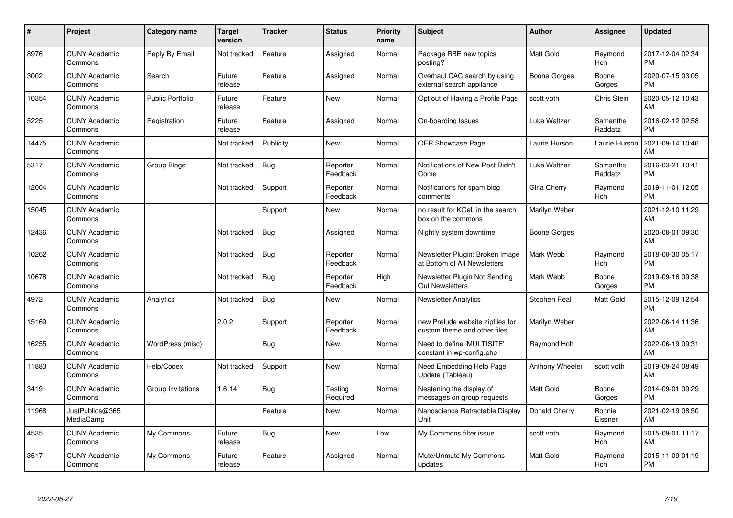| # | Project | Category name | Target version | Tracker | Status | Priority name | Subject | Author | Assignee | Updated |
|---|---|---|---|---|---|---|---|---|---|---|
| 8976 | CUNY Academic Commons | Reply By Email | Not tracked | Feature | Assigned | Normal | Package RBE new topics posting? | Matt Gold | Raymond Hoh | 2017-12-04 02:34 PM |
| 3002 | CUNY Academic Commons | Search | Future release | Feature | Assigned | Normal | Overhaul CAC search by using external search appliance | Boone Gorges | Boone Gorges | 2020-07-15 03:05 PM |
| 10354 | CUNY Academic Commons | Public Portfolio | Future release | Feature | New | Normal | Opt out of Having a Profile Page | scott voth | Chris Stein | 2020-05-12 10:43 AM |
| 5225 | CUNY Academic Commons | Registration | Future release | Feature | Assigned | Normal | On-boarding Issues | Luke Waltzer | Samantha Raddatz | 2016-02-12 02:58 PM |
| 14475 | CUNY Academic Commons | | Not tracked | Publicity | New | Normal | OER Showcase Page | Laurie Hurson | Laurie Hurson | 2021-09-14 10:46 AM |
| 5317 | CUNY Academic Commons | Group Blogs | Not tracked | Bug | Reporter Feedback | Normal | Notifications of New Post Didn't Come | Luke Waltzer | Samantha Raddatz | 2016-03-21 10:41 PM |
| 12004 | CUNY Academic Commons | | Not tracked | Support | Reporter Feedback | Normal | Notifications for spam blog comments | Gina Cherry | Raymond Hoh | 2019-11-01 12:05 PM |
| 15045 | CUNY Academic Commons | | | Support | New | Normal | no result for KCeL in the search box on the commons | Marilyn Weber | | 2021-12-10 11:29 AM |
| 12436 | CUNY Academic Commons | | Not tracked | Bug | Assigned | Normal | Nightly system downtime | Boone Gorges | | 2020-08-01 09:30 AM |
| 10262 | CUNY Academic Commons | | Not tracked | Bug | Reporter Feedback | Normal | Newsletter Plugin: Broken Image at Bottom of All Newsletters | Mark Webb | Raymond Hoh | 2018-08-30 05:17 PM |
| 10678 | CUNY Academic Commons | | Not tracked | Bug | Reporter Feedback | High | Newsletter Plugin Not Sending Out Newsletters | Mark Webb | Boone Gorges | 2019-09-16 09:38 PM |
| 4972 | CUNY Academic Commons | Analytics | Not tracked | Bug | New | Normal | Newsletter Analytics | Stephen Real | Matt Gold | 2015-12-09 12:54 PM |
| 15169 | CUNY Academic Commons | | 2.0.2 | Support | Reporter Feedback | Normal | new Prelude website zipfiles for custom theme and other files. | Marilyn Weber | | 2022-06-14 11:36 AM |
| 16255 | CUNY Academic Commons | WordPress (misc) | | Bug | New | Normal | Need to define 'MULTISITE' constant in wp-config.php | Raymond Hoh | | 2022-06-19 09:31 AM |
| 11883 | CUNY Academic Commons | Help/Codex | Not tracked | Support | New | Normal | Need Embedding Help Page Update (Tableau) | Anthony Wheeler | scott voth | 2019-09-24 08:49 AM |
| 3419 | CUNY Academic Commons | Group Invitations | 1.6.14 | Bug | Testing Required | Normal | Neatening the display of messages on group requests | Matt Gold | Boone Gorges | 2014-09-01 09:29 PM |
| 11968 | JustPublics@365 MediaCamp | | | Feature | New | Normal | Nanoscience Retractable Display Unit | Donald Cherry | Bonnie Eissner | 2021-02-19 08:50 AM |
| 4535 | CUNY Academic Commons | My Commons | Future release | Bug | New | Low | My Commons filter issue | scott voth | Raymond Hoh | 2015-09-01 11:17 AM |
| 3517 | CUNY Academic Commons | My Commons | Future release | Feature | Assigned | Normal | Mute/Unmute My Commons updates | Matt Gold | Raymond Hoh | 2015-11-09 01:19 PM |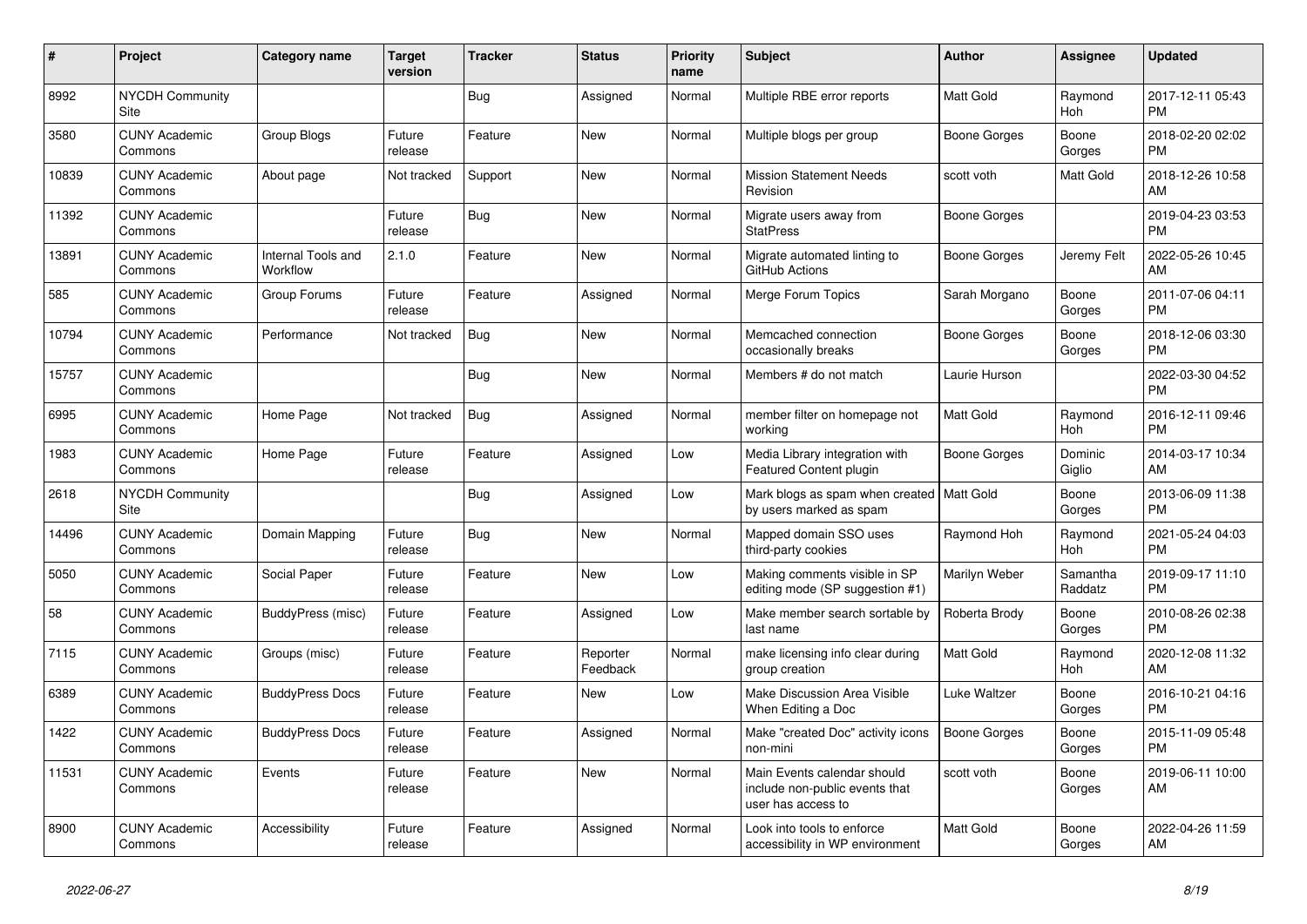| # | Project | Category name | Target version | Tracker | Status | Priority name | Subject | Author | Assignee | Updated |
|---|---|---|---|---|---|---|---|---|---|---|
| 8992 | NYCDH Community Site | | | Bug | Assigned | Normal | Multiple RBE error reports | Matt Gold | Raymond Hoh | 2017-12-11 05:43 PM |
| 3580 | CUNY Academic Commons | Group Blogs | Future release | Feature | New | Normal | Multiple blogs per group | Boone Gorges | Boone Gorges | 2018-02-20 02:02 PM |
| 10839 | CUNY Academic Commons | About page | Not tracked | Support | New | Normal | Mission Statement Needs Revision | scott voth | Matt Gold | 2018-12-26 10:58 AM |
| 11392 | CUNY Academic Commons | | Future release | Bug | New | Normal | Migrate users away from StatPress | Boone Gorges | | 2019-04-23 03:53 PM |
| 13891 | CUNY Academic Commons | Internal Tools and Workflow | 2.1.0 | Feature | New | Normal | Migrate automated linting to GitHub Actions | Boone Gorges | Jeremy Felt | 2022-05-26 10:45 AM |
| 585 | CUNY Academic Commons | Group Forums | Future release | Feature | Assigned | Normal | Merge Forum Topics | Sarah Morgano | Boone Gorges | 2011-07-06 04:11 PM |
| 10794 | CUNY Academic Commons | Performance | Not tracked | Bug | New | Normal | Memcached connection occasionally breaks | Boone Gorges | Boone Gorges | 2018-12-06 03:30 PM |
| 15757 | CUNY Academic Commons | | | Bug | New | Normal | Members # do not match | Laurie Hurson | | 2022-03-30 04:52 PM |
| 6995 | CUNY Academic Commons | Home Page | Not tracked | Bug | Assigned | Normal | member filter on homepage not working | Matt Gold | Raymond Hoh | 2016-12-11 09:46 PM |
| 1983 | CUNY Academic Commons | Home Page | Future release | Feature | Assigned | Low | Media Library integration with Featured Content plugin | Boone Gorges | Dominic Giglio | 2014-03-17 10:34 AM |
| 2618 | NYCDH Community Site | | | Bug | Assigned | Low | Mark blogs as spam when created by users marked as spam | Matt Gold | Boone Gorges | 2013-06-09 11:38 PM |
| 14496 | CUNY Academic Commons | Domain Mapping | Future release | Bug | New | Normal | Mapped domain SSO uses third-party cookies | Raymond Hoh | Raymond Hoh | 2021-05-24 04:03 PM |
| 5050 | CUNY Academic Commons | Social Paper | Future release | Feature | New | Low | Making comments visible in SP editing mode (SP suggestion #1) | Marilyn Weber | Samantha Raddatz | 2019-09-17 11:10 PM |
| 58 | CUNY Academic Commons | BuddyPress (misc) | Future release | Feature | Assigned | Low | Make member search sortable by last name | Roberta Brody | Boone Gorges | 2010-08-26 02:38 PM |
| 7115 | CUNY Academic Commons | Groups (misc) | Future release | Feature | Reporter Feedback | Normal | make licensing info clear during group creation | Matt Gold | Raymond Hoh | 2020-12-08 11:32 AM |
| 6389 | CUNY Academic Commons | BuddyPress Docs | Future release | Feature | New | Low | Make Discussion Area Visible When Editing a Doc | Luke Waltzer | Boone Gorges | 2016-10-21 04:16 PM |
| 1422 | CUNY Academic Commons | BuddyPress Docs | Future release | Feature | Assigned | Normal | Make "created Doc" activity icons non-mini | Boone Gorges | Boone Gorges | 2015-11-09 05:48 PM |
| 11531 | CUNY Academic Commons | Events | Future release | Feature | New | Normal | Main Events calendar should include non-public events that user has access to | scott voth | Boone Gorges | 2019-06-11 10:00 AM |
| 8900 | CUNY Academic Commons | Accessibility | Future release | Feature | Assigned | Normal | Look into tools to enforce accessibility in WP environment | Matt Gold | Boone Gorges | 2022-04-26 11:59 AM |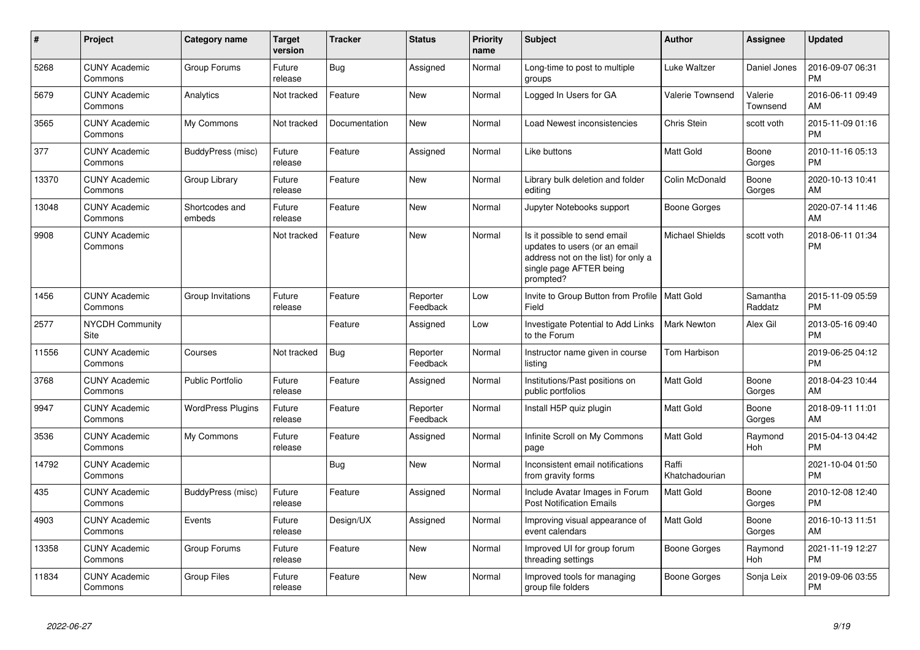| # | Project | Category name | Target version | Tracker | Status | Priority name | Subject | Author | Assignee | Updated |
|---|---|---|---|---|---|---|---|---|---|---|
| 5268 | CUNY Academic Commons | Group Forums | Future release | Bug | Assigned | Normal | Long-time to post to multiple groups | Luke Waltzer | Daniel Jones | 2016-09-07 06:31 PM |
| 5679 | CUNY Academic Commons | Analytics | Not tracked | Feature | New | Normal | Logged In Users for GA | Valerie Townsend | Valerie Townsend | 2016-06-11 09:49 AM |
| 3565 | CUNY Academic Commons | My Commons | Not tracked | Documentation | New | Normal | Load Newest inconsistencies | Chris Stein | scott voth | 2015-11-09 01:16 PM |
| 377 | CUNY Academic Commons | BuddyPress (misc) | Future release | Feature | Assigned | Normal | Like buttons | Matt Gold | Boone Gorges | 2010-11-16 05:13 PM |
| 13370 | CUNY Academic Commons | Group Library | Future release | Feature | New | Normal | Library bulk deletion and folder editing | Colin McDonald | Boone Gorges | 2020-10-13 10:41 AM |
| 13048 | CUNY Academic Commons | Shortcodes and embeds | Future release | Feature | New | Normal | Jupyter Notebooks support | Boone Gorges | | 2020-07-14 11:46 AM |
| 9908 | CUNY Academic Commons | | Not tracked | Feature | New | Normal | Is it possible to send email updates to users (or an email address not on the list) for only a single page AFTER being prompted? | Michael Shields | scott voth | 2018-06-11 01:34 PM |
| 1456 | CUNY Academic Commons | Group Invitations | Future release | Feature | Reporter Feedback | Low | Invite to Group Button from Profile Field | Matt Gold | Samantha Raddatz | 2015-11-09 05:59 PM |
| 2577 | NYCDH Community Site | | | Feature | Assigned | Low | Investigate Potential to Add Links to the Forum | Mark Newton | Alex Gil | 2013-05-16 09:40 PM |
| 11556 | CUNY Academic Commons | Courses | Not tracked | Bug | Reporter Feedback | Normal | Instructor name given in course listing | Tom Harbison | | 2019-06-25 04:12 PM |
| 3768 | CUNY Academic Commons | Public Portfolio | Future release | Feature | Assigned | Normal | Institutions/Past positions on public portfolios | Matt Gold | Boone Gorges | 2018-04-23 10:44 AM |
| 9947 | CUNY Academic Commons | WordPress Plugins | Future release | Feature | Reporter Feedback | Normal | Install H5P quiz plugin | Matt Gold | Boone Gorges | 2018-09-11 11:01 AM |
| 3536 | CUNY Academic Commons | My Commons | Future release | Feature | Assigned | Normal | Infinite Scroll on My Commons page | Matt Gold | Raymond Hoh | 2015-04-13 04:42 PM |
| 14792 | CUNY Academic Commons | | | Bug | New | Normal | Inconsistent email notifications from gravity forms | Raffi Khatchadourian | | 2021-10-04 01:50 PM |
| 435 | CUNY Academic Commons | BuddyPress (misc) | Future release | Feature | Assigned | Normal | Include Avatar Images in Forum Post Notification Emails | Matt Gold | Boone Gorges | 2010-12-08 12:40 PM |
| 4903 | CUNY Academic Commons | Events | Future release | Design/UX | Assigned | Normal | Improving visual appearance of event calendars | Matt Gold | Boone Gorges | 2016-10-13 11:51 AM |
| 13358 | CUNY Academic Commons | Group Forums | Future release | Feature | New | Normal | Improved UI for group forum threading settings | Boone Gorges | Raymond Hoh | 2021-11-19 12:27 PM |
| 11834 | CUNY Academic Commons | Group Files | Future release | Feature | New | Normal | Improved tools for managing group file folders | Boone Gorges | Sonja Leix | 2019-09-06 03:55 PM |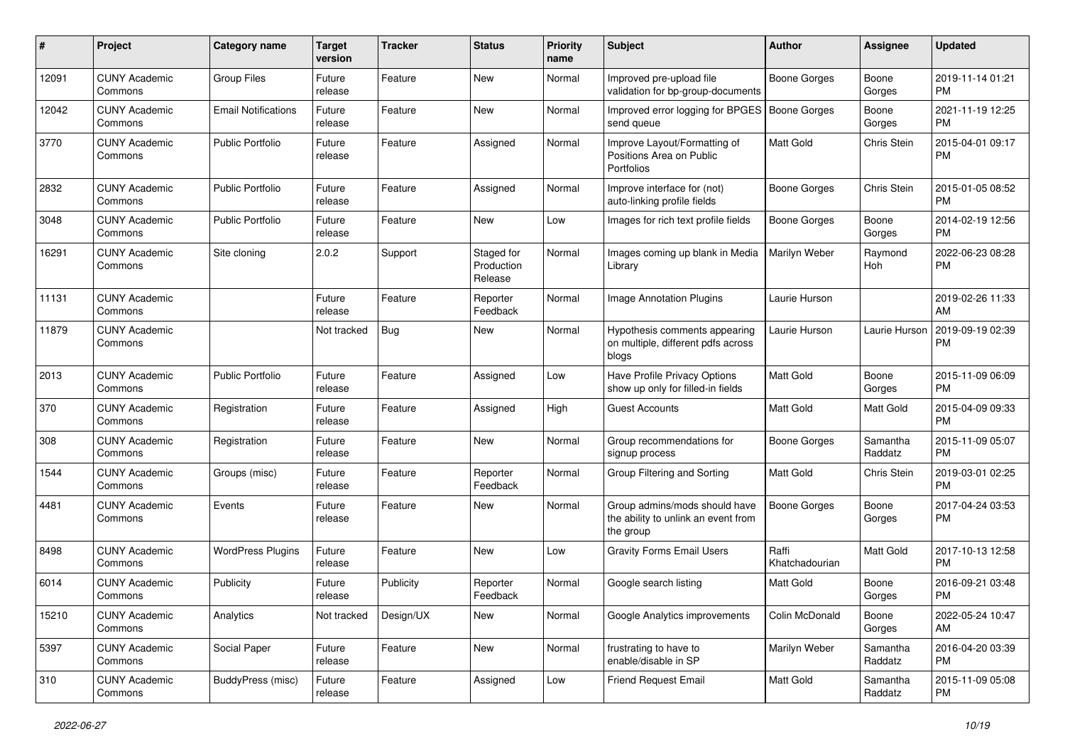| # | Project | Category name | Target version | Tracker | Status | Priority name | Subject | Author | Assignee | Updated |
|---|---|---|---|---|---|---|---|---|---|---|
| 12091 | CUNY Academic Commons | Group Files | Future release | Feature | New | Normal | Improved pre-upload file validation for bp-group-documents | Boone Gorges | Boone Gorges | 2019-11-14 01:21 PM |
| 12042 | CUNY Academic Commons | Email Notifications | Future release | Feature | New | Normal | Improved error logging for BPGES send queue | Boone Gorges | Boone Gorges | 2021-11-19 12:25 PM |
| 3770 | CUNY Academic Commons | Public Portfolio | Future release | Feature | Assigned | Normal | Improve Layout/Formatting of Positions Area on Public Portfolios | Matt Gold | Chris Stein | 2015-04-01 09:17 PM |
| 2832 | CUNY Academic Commons | Public Portfolio | Future release | Feature | Assigned | Normal | Improve interface for (not) auto-linking profile fields | Boone Gorges | Chris Stein | 2015-01-05 08:52 PM |
| 3048 | CUNY Academic Commons | Public Portfolio | Future release | Feature | New | Low | Images for rich text profile fields | Boone Gorges | Boone Gorges | 2014-02-19 12:56 PM |
| 16291 | CUNY Academic Commons | Site cloning | 2.0.2 | Support | Staged for Production Release | Normal | Images coming up blank in Media Library | Marilyn Weber | Raymond Hoh | 2022-06-23 08:28 PM |
| 11131 | CUNY Academic Commons | | Future release | Feature | Reporter Feedback | Normal | Image Annotation Plugins | Laurie Hurson | | 2019-02-26 11:33 AM |
| 11879 | CUNY Academic Commons | | Not tracked | Bug | New | Normal | Hypothesis comments appearing on multiple, different pdfs across blogs | Laurie Hurson | Laurie Hurson | 2019-09-19 02:39 PM |
| 2013 | CUNY Academic Commons | Public Portfolio | Future release | Feature | Assigned | Low | Have Profile Privacy Options show up only for filled-in fields | Matt Gold | Boone Gorges | 2015-11-09 06:09 PM |
| 370 | CUNY Academic Commons | Registration | Future release | Feature | Assigned | High | Guest Accounts | Matt Gold | Matt Gold | 2015-04-09 09:33 PM |
| 308 | CUNY Academic Commons | Registration | Future release | Feature | New | Normal | Group recommendations for signup process | Boone Gorges | Samantha Raddatz | 2015-11-09 05:07 PM |
| 1544 | CUNY Academic Commons | Groups (misc) | Future release | Feature | Reporter Feedback | Normal | Group Filtering and Sorting | Matt Gold | Chris Stein | 2019-03-01 02:25 PM |
| 4481 | CUNY Academic Commons | Events | Future release | Feature | New | Normal | Group admins/mods should have the ability to unlink an event from the group | Boone Gorges | Boone Gorges | 2017-04-24 03:53 PM |
| 8498 | CUNY Academic Commons | WordPress Plugins | Future release | Feature | New | Low | Gravity Forms Email Users | Raffi Khatchadourian | Matt Gold | 2017-10-13 12:58 PM |
| 6014 | CUNY Academic Commons | Publicity | Future release | Publicity | Reporter Feedback | Normal | Google search listing | Matt Gold | Boone Gorges | 2016-09-21 03:48 PM |
| 15210 | CUNY Academic Commons | Analytics | Not tracked | Design/UX | New | Normal | Google Analytics improvements | Colin McDonald | Boone Gorges | 2022-05-24 10:47 AM |
| 5397 | CUNY Academic Commons | Social Paper | Future release | Feature | New | Normal | frustrating to have to enable/disable in SP | Marilyn Weber | Samantha Raddatz | 2016-04-20 03:39 PM |
| 310 | CUNY Academic Commons | BuddyPress (misc) | Future release | Feature | Assigned | Low | Friend Request Email | Matt Gold | Samantha Raddatz | 2015-11-09 05:08 PM |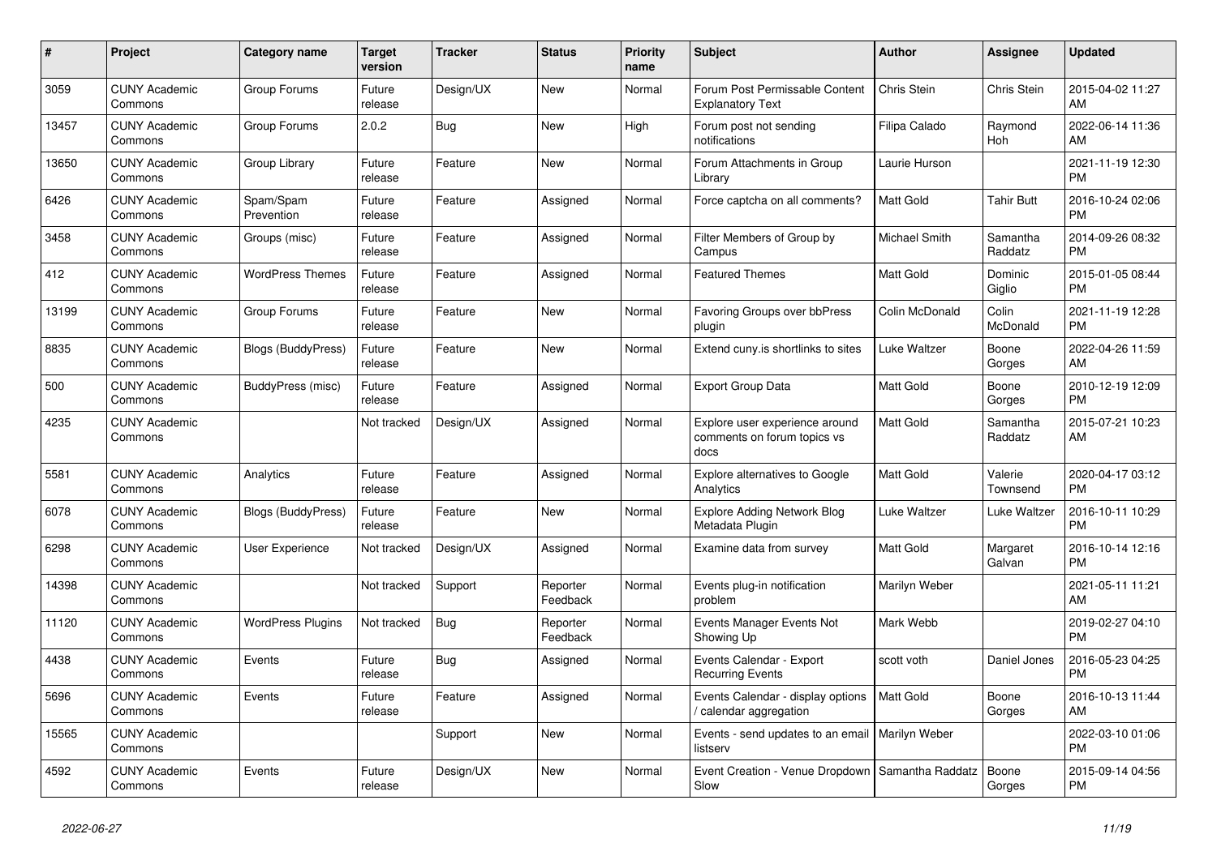| # | Project | Category name | Target version | Tracker | Status | Priority name | Subject | Author | Assignee | Updated |
|---|---|---|---|---|---|---|---|---|---|---|
| 3059 | CUNY Academic Commons | Group Forums | Future release | Design/UX | New | Normal | Forum Post Permissable Content Explanatory Text | Chris Stein | Chris Stein | 2015-04-02 11:27 AM |
| 13457 | CUNY Academic Commons | Group Forums | 2.0.2 | Bug | New | High | Forum post not sending notifications | Filipa Calado | Raymond Hoh | 2022-06-14 11:36 AM |
| 13650 | CUNY Academic Commons | Group Library | Future release | Feature | New | Normal | Forum Attachments in Group Library | Laurie Hurson | | 2021-11-19 12:30 PM |
| 6426 | CUNY Academic Commons | Spam/Spam Prevention | Future release | Feature | Assigned | Normal | Force captcha on all comments? | Matt Gold | Tahir Butt | 2016-10-24 02:06 PM |
| 3458 | CUNY Academic Commons | Groups (misc) | Future release | Feature | Assigned | Normal | Filter Members of Group by Campus | Michael Smith | Samantha Raddatz | 2014-09-26 08:32 PM |
| 412 | CUNY Academic Commons | WordPress Themes | Future release | Feature | Assigned | Normal | Featured Themes | Matt Gold | Dominic Giglio | 2015-01-05 08:44 PM |
| 13199 | CUNY Academic Commons | Group Forums | Future release | Feature | New | Normal | Favoring Groups over bbPress plugin | Colin McDonald | Colin McDonald | 2021-11-19 12:28 PM |
| 8835 | CUNY Academic Commons | Blogs (BuddyPress) | Future release | Feature | New | Normal | Extend cuny.is shortlinks to sites | Luke Waltzer | Boone Gorges | 2022-04-26 11:59 AM |
| 500 | CUNY Academic Commons | BuddyPress (misc) | Future release | Feature | Assigned | Normal | Export Group Data | Matt Gold | Boone Gorges | 2010-12-19 12:09 PM |
| 4235 | CUNY Academic Commons | | Not tracked | Design/UX | Assigned | Normal | Explore user experience around comments on forum topics vs docs | Matt Gold | Samantha Raddatz | 2015-07-21 10:23 AM |
| 5581 | CUNY Academic Commons | Analytics | Future release | Feature | Assigned | Normal | Explore alternatives to Google Analytics | Matt Gold | Valerie Townsend | 2020-04-17 03:12 PM |
| 6078 | CUNY Academic Commons | Blogs (BuddyPress) | Future release | Feature | New | Normal | Explore Adding Network Blog Metadata Plugin | Luke Waltzer | Luke Waltzer | 2016-10-11 10:29 PM |
| 6298 | CUNY Academic Commons | User Experience | Not tracked | Design/UX | Assigned | Normal | Examine data from survey | Matt Gold | Margaret Galvan | 2016-10-14 12:16 PM |
| 14398 | CUNY Academic Commons | | Not tracked | Support | Reporter Feedback | Normal | Events plug-in notification problem | Marilyn Weber | | 2021-05-11 11:21 AM |
| 11120 | CUNY Academic Commons | WordPress Plugins | Not tracked | Bug | Reporter Feedback | Normal | Events Manager Events Not Showing Up | Mark Webb | | 2019-02-27 04:10 PM |
| 4438 | CUNY Academic Commons | Events | Future release | Bug | Assigned | Normal | Events Calendar - Export Recurring Events | scott voth | Daniel Jones | 2016-05-23 04:25 PM |
| 5696 | CUNY Academic Commons | Events | Future release | Feature | Assigned | Normal | Events Calendar - display options / calendar aggregation | Matt Gold | Boone Gorges | 2016-10-13 11:44 AM |
| 15565 | CUNY Academic Commons | | | Support | New | Normal | Events - send updates to an email listserv | Marilyn Weber | | 2022-03-10 01:06 PM |
| 4592 | CUNY Academic Commons | Events | Future release | Design/UX | New | Normal | Event Creation - Venue Dropdown Slow | Samantha Raddatz | Boone Gorges | 2015-09-14 04:56 PM |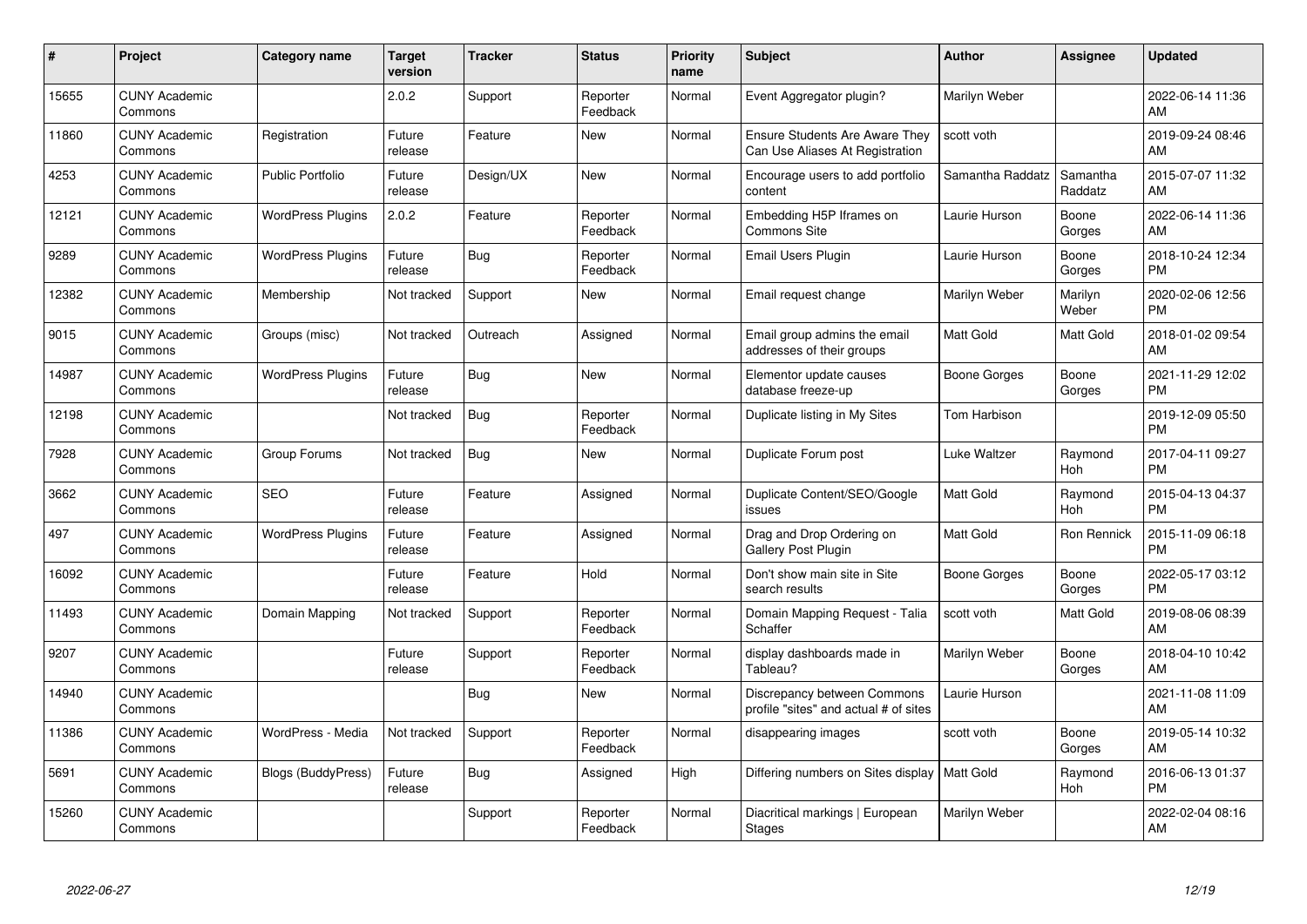| # | Project | Category name | Target version | Tracker | Status | Priority name | Subject | Author | Assignee | Updated |
|---|---|---|---|---|---|---|---|---|---|---|
| 15655 | CUNY Academic Commons | | 2.0.2 | Support | Reporter Feedback | Normal | Event Aggregator plugin? | Marilyn Weber | | 2022-06-14 11:36 AM |
| 11860 | CUNY Academic Commons | Registration | Future release | Feature | New | Normal | Ensure Students Are Aware They Can Use Aliases At Registration | scott voth | | 2019-09-24 08:46 AM |
| 4253 | CUNY Academic Commons | Public Portfolio | Future release | Design/UX | New | Normal | Encourage users to add portfolio content | Samantha Raddatz | Samantha Raddatz | 2015-07-07 11:32 AM |
| 12121 | CUNY Academic Commons | WordPress Plugins | 2.0.2 | Feature | Reporter Feedback | Normal | Embedding H5P Iframes on Commons Site | Laurie Hurson | Boone Gorges | 2022-06-14 11:36 AM |
| 9289 | CUNY Academic Commons | WordPress Plugins | Future release | Bug | Reporter Feedback | Normal | Email Users Plugin | Laurie Hurson | Boone Gorges | 2018-10-24 12:34 PM |
| 12382 | CUNY Academic Commons | Membership | Not tracked | Support | New | Normal | Email request change | Marilyn Weber | Marilyn Weber | 2020-02-06 12:56 PM |
| 9015 | CUNY Academic Commons | Groups (misc) | Not tracked | Outreach | Assigned | Normal | Email group admins the email addresses of their groups | Matt Gold | Matt Gold | 2018-01-02 09:54 AM |
| 14987 | CUNY Academic Commons | WordPress Plugins | Future release | Bug | New | Normal | Elementor update causes database freeze-up | Boone Gorges | Boone Gorges | 2021-11-29 12:02 PM |
| 12198 | CUNY Academic Commons | | Not tracked | Bug | Reporter Feedback | Normal | Duplicate listing in My Sites | Tom Harbison | | 2019-12-09 05:50 PM |
| 7928 | CUNY Academic Commons | Group Forums | Not tracked | Bug | New | Normal | Duplicate Forum post | Luke Waltzer | Raymond Hoh | 2017-04-11 09:27 PM |
| 3662 | CUNY Academic Commons | SEO | Future release | Feature | Assigned | Normal | Duplicate Content/SEO/Google issues | Matt Gold | Raymond Hoh | 2015-04-13 04:37 PM |
| 497 | CUNY Academic Commons | WordPress Plugins | Future release | Feature | Assigned | Normal | Drag and Drop Ordering on Gallery Post Plugin | Matt Gold | Ron Rennick | 2015-11-09 06:18 PM |
| 16092 | CUNY Academic Commons | | Future release | Feature | Hold | Normal | Don't show main site in Site search results | Boone Gorges | Boone Gorges | 2022-05-17 03:12 PM |
| 11493 | CUNY Academic Commons | Domain Mapping | Not tracked | Support | Reporter Feedback | Normal | Domain Mapping Request - Talia Schaffer | scott voth | Matt Gold | 2019-08-06 08:39 AM |
| 9207 | CUNY Academic Commons | | Future release | Support | Reporter Feedback | Normal | display dashboards made in Tableau? | Marilyn Weber | Boone Gorges | 2018-04-10 10:42 AM |
| 14940 | CUNY Academic Commons | | | Bug | New | Normal | Discrepancy between Commons profile "sites" and actual # of sites | Laurie Hurson | | 2021-11-08 11:09 AM |
| 11386 | CUNY Academic Commons | WordPress - Media | Not tracked | Support | Reporter Feedback | Normal | disappearing images | scott voth | Boone Gorges | 2019-05-14 10:32 AM |
| 5691 | CUNY Academic Commons | Blogs (BuddyPress) | Future release | Bug | Assigned | High | Differing numbers on Sites display | Matt Gold | Raymond Hoh | 2016-06-13 01:37 PM |
| 15260 | CUNY Academic Commons | | | Support | Reporter Feedback | Normal | Diacritical markings \| European Stages | Marilyn Weber | | 2022-02-04 08:16 AM |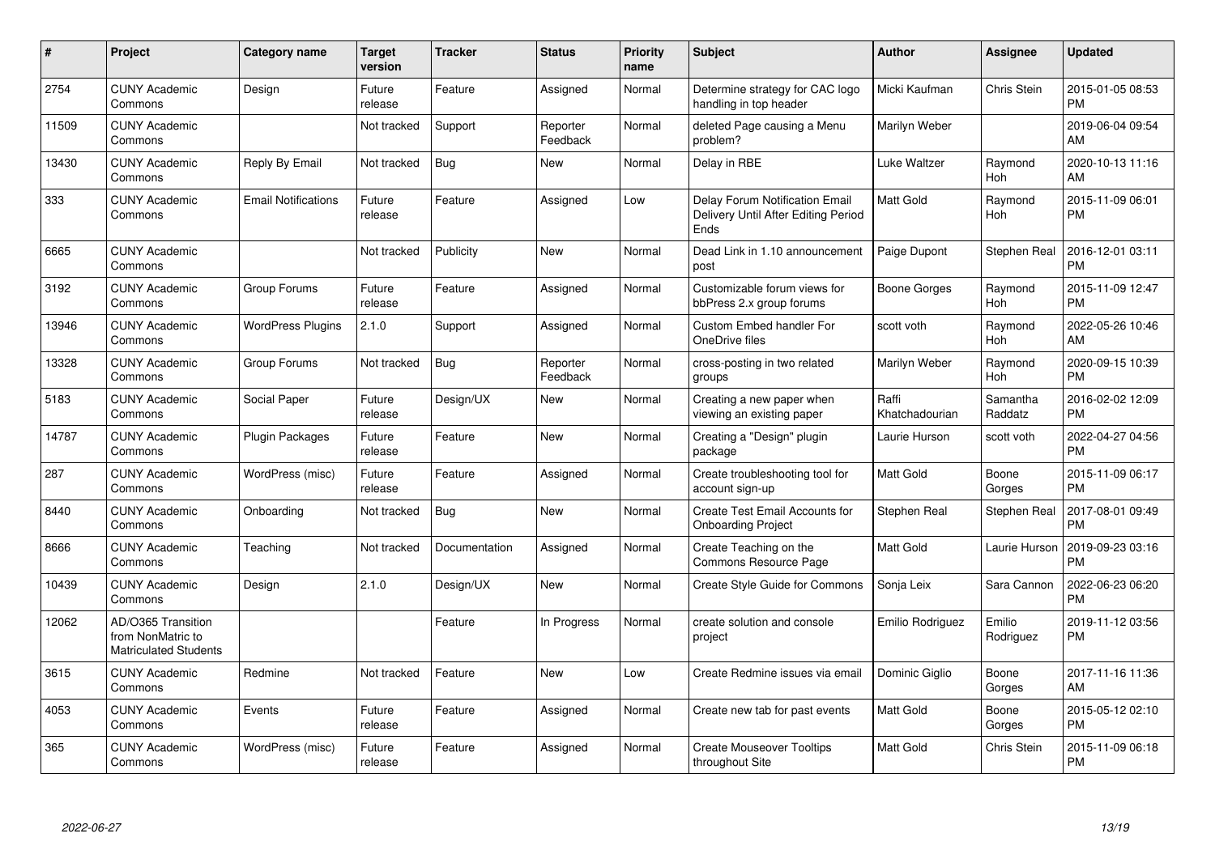| # | Project | Category name | Target version | Tracker | Status | Priority name | Subject | Author | Assignee | Updated |
|---|---|---|---|---|---|---|---|---|---|---|
| 2754 | CUNY Academic Commons | Design | Future release | Feature | Assigned | Normal | Determine strategy for CAC logo handling in top header | Micki Kaufman | Chris Stein | 2015-01-05 08:53 PM |
| 11509 | CUNY Academic Commons | | Not tracked | Support | Reporter Feedback | Normal | deleted Page causing a Menu problem? | Marilyn Weber | | 2019-06-04 09:54 AM |
| 13430 | CUNY Academic Commons | Reply By Email | Not tracked | Bug | New | Normal | Delay in RBE | Luke Waltzer | Raymond Hoh | 2020-10-13 11:16 AM |
| 333 | CUNY Academic Commons | Email Notifications | Future release | Feature | Assigned | Low | Delay Forum Notification Email Delivery Until After Editing Period Ends | Matt Gold | Raymond Hoh | 2015-11-09 06:01 PM |
| 6665 | CUNY Academic Commons | | Not tracked | Publicity | New | Normal | Dead Link in 1.10 announcement post | Paige Dupont | Stephen Real | 2016-12-01 03:11 PM |
| 3192 | CUNY Academic Commons | Group Forums | Future release | Feature | Assigned | Normal | Customizable forum views for bbPress 2.x group forums | Boone Gorges | Raymond Hoh | 2015-11-09 12:47 PM |
| 13946 | CUNY Academic Commons | WordPress Plugins | 2.1.0 | Support | Assigned | Normal | Custom Embed handler For OneDrive files | scott voth | Raymond Hoh | 2022-05-26 10:46 AM |
| 13328 | CUNY Academic Commons | Group Forums | Not tracked | Bug | Reporter Feedback | Normal | cross-posting in two related groups | Marilyn Weber | Raymond Hoh | 2020-09-15 10:39 PM |
| 5183 | CUNY Academic Commons | Social Paper | Future release | Design/UX | New | Normal | Creating a new paper when viewing an existing paper | Raffi Khatchadourian | Samantha Raddatz | 2016-02-02 12:09 PM |
| 14787 | CUNY Academic Commons | Plugin Packages | Future release | Feature | New | Normal | Creating a "Design" plugin package | Laurie Hurson | scott voth | 2022-04-27 04:56 PM |
| 287 | CUNY Academic Commons | WordPress (misc) | Future release | Feature | Assigned | Normal | Create troubleshooting tool for account sign-up | Matt Gold | Boone Gorges | 2015-11-09 06:17 PM |
| 8440 | CUNY Academic Commons | Onboarding | Not tracked | Bug | New | Normal | Create Test Email Accounts for Onboarding Project | Stephen Real | Stephen Real | 2017-08-01 09:49 PM |
| 8666 | CUNY Academic Commons | Teaching | Not tracked | Documentation | Assigned | Normal | Create Teaching on the Commons Resource Page | Matt Gold | Laurie Hurson | 2019-09-23 03:16 PM |
| 10439 | CUNY Academic Commons | Design | 2.1.0 | Design/UX | New | Normal | Create Style Guide for Commons | Sonja Leix | Sara Cannon | 2022-06-23 06:20 PM |
| 12062 | AD/O365 Transition from NonMatric to Matriculated Students | | | Feature | In Progress | Normal | create solution and console project | Emilio Rodriguez | Emilio Rodriguez | 2019-11-12 03:56 PM |
| 3615 | CUNY Academic Commons | Redmine | Not tracked | Feature | New | Low | Create Redmine issues via email | Dominic Giglio | Boone Gorges | 2017-11-16 11:36 AM |
| 4053 | CUNY Academic Commons | Events | Future release | Feature | Assigned | Normal | Create new tab for past events | Matt Gold | Boone Gorges | 2015-05-12 02:10 PM |
| 365 | CUNY Academic Commons | WordPress (misc) | Future release | Feature | Assigned | Normal | Create Mouseover Tooltips throughout Site | Matt Gold | Chris Stein | 2015-11-09 06:18 PM |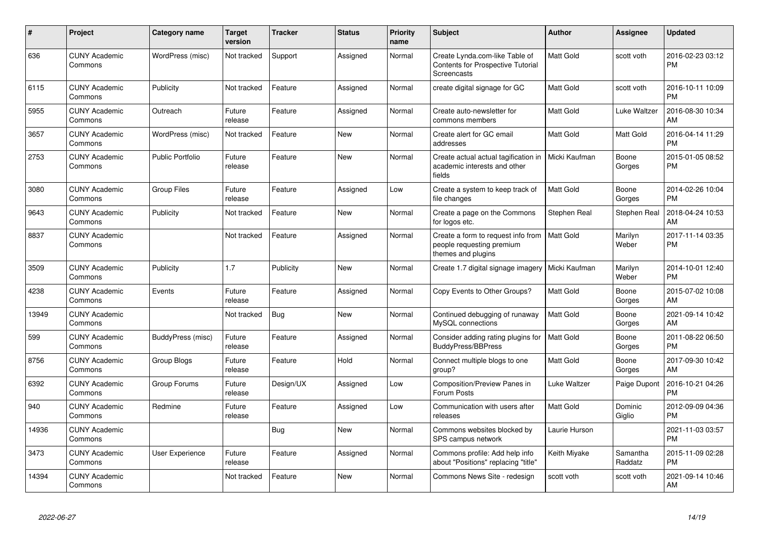| # | Project | Category name | Target version | Tracker | Status | Priority name | Subject | Author | Assignee | Updated |
|---|---|---|---|---|---|---|---|---|---|---|
| 636 | CUNY Academic Commons | WordPress (misc) | Not tracked | Support | Assigned | Normal | Create Lynda.com-like Table of Contents for Prospective Tutorial Screencasts | Matt Gold | scott voth | 2016-02-23 03:12 PM |
| 6115 | CUNY Academic Commons | Publicity | Not tracked | Feature | Assigned | Normal | create digital signage for GC | Matt Gold | scott voth | 2016-10-11 10:09 PM |
| 5955 | CUNY Academic Commons | Outreach | Future release | Feature | Assigned | Normal | Create auto-newsletter for commons members | Matt Gold | Luke Waltzer | 2016-08-30 10:34 AM |
| 3657 | CUNY Academic Commons | WordPress (misc) | Not tracked | Feature | New | Normal | Create alert for GC email addresses | Matt Gold | Matt Gold | 2016-04-14 11:29 PM |
| 2753 | CUNY Academic Commons | Public Portfolio | Future release | Feature | New | Normal | Create actual actual tagification in academic interests and other fields | Micki Kaufman | Boone Gorges | 2015-01-05 08:52 PM |
| 3080 | CUNY Academic Commons | Group Files | Future release | Feature | Assigned | Low | Create a system to keep track of file changes | Matt Gold | Boone Gorges | 2014-02-26 10:04 PM |
| 9643 | CUNY Academic Commons | Publicity | Not tracked | Feature | New | Normal | Create a page on the Commons for logos etc. | Stephen Real | Stephen Real | 2018-04-24 10:53 AM |
| 8837 | CUNY Academic Commons | | Not tracked | Feature | Assigned | Normal | Create a form to request info from people requesting premium themes and plugins | Matt Gold | Marilyn Weber | 2017-11-14 03:35 PM |
| 3509 | CUNY Academic Commons | Publicity | 1.7 | Publicity | New | Normal | Create 1.7 digital signage imagery | Micki Kaufman | Marilyn Weber | 2014-10-01 12:40 PM |
| 4238 | CUNY Academic Commons | Events | Future release | Feature | Assigned | Normal | Copy Events to Other Groups? | Matt Gold | Boone Gorges | 2015-07-02 10:08 AM |
| 13949 | CUNY Academic Commons | | Not tracked | Bug | New | Normal | Continued debugging of runaway MySQL connections | Matt Gold | Boone Gorges | 2021-09-14 10:42 AM |
| 599 | CUNY Academic Commons | BuddyPress (misc) | Future release | Feature | Assigned | Normal | Consider adding rating plugins for BuddyPress/BBPress | Matt Gold | Boone Gorges | 2011-08-22 06:50 PM |
| 8756 | CUNY Academic Commons | Group Blogs | Future release | Feature | Hold | Normal | Connect multiple blogs to one group? | Matt Gold | Boone Gorges | 2017-09-30 10:42 AM |
| 6392 | CUNY Academic Commons | Group Forums | Future release | Design/UX | Assigned | Low | Composition/Preview Panes in Forum Posts | Luke Waltzer | Paige Dupont | 2016-10-21 04:26 PM |
| 940 | CUNY Academic Commons | Redmine | Future release | Feature | Assigned | Low | Communication with users after releases | Matt Gold | Dominic Giglio | 2012-09-09 04:36 PM |
| 14936 | CUNY Academic Commons | | | Bug | New | Normal | Commons websites blocked by SPS campus network | Laurie Hurson | | 2021-11-03 03:57 PM |
| 3473 | CUNY Academic Commons | User Experience | Future release | Feature | Assigned | Normal | Commons profile: Add help info about "Positions" replacing "title" | Keith Miyake | Samantha Raddatz | 2015-11-09 02:28 PM |
| 14394 | CUNY Academic Commons | | Not tracked | Feature | New | Normal | Commons News Site - redesign | scott voth | scott voth | 2021-09-14 10:46 AM |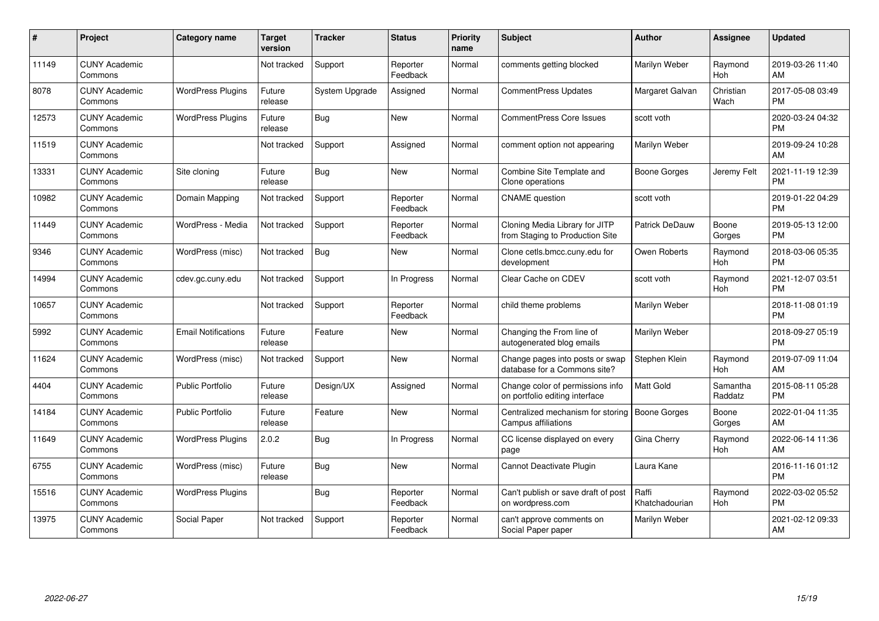| # | Project | Category name | Target version | Tracker | Status | Priority name | Subject | Author | Assignee | Updated |
|---|---|---|---|---|---|---|---|---|---|---|
| 11149 | CUNY Academic Commons | | Not tracked | Support | Reporter Feedback | Normal | comments getting blocked | Marilyn Weber | Raymond Hoh | 2019-03-26 11:40 AM |
| 8078 | CUNY Academic Commons | WordPress Plugins | Future release | System Upgrade | Assigned | Normal | CommentPress Updates | Margaret Galvan | Christian Wach | 2017-05-08 03:49 PM |
| 12573 | CUNY Academic Commons | WordPress Plugins | Future release | Bug | New | Normal | CommentPress Core Issues | scott voth | | 2020-03-24 04:32 PM |
| 11519 | CUNY Academic Commons | | Not tracked | Support | Assigned | Normal | comment option not appearing | Marilyn Weber | | 2019-09-24 10:28 AM |
| 13331 | CUNY Academic Commons | Site cloning | Future release | Bug | New | Normal | Combine Site Template and Clone operations | Boone Gorges | Jeremy Felt | 2021-11-19 12:39 PM |
| 10982 | CUNY Academic Commons | Domain Mapping | Not tracked | Support | Reporter Feedback | Normal | CNAME question | scott voth | | 2019-01-22 04:29 PM |
| 11449 | CUNY Academic Commons | WordPress - Media | Not tracked | Support | Reporter Feedback | Normal | Cloning Media Library for JITP from Staging to Production Site | Patrick DeDauw | Boone Gorges | 2019-05-13 12:00 PM |
| 9346 | CUNY Academic Commons | WordPress (misc) | Not tracked | Bug | New | Normal | Clone cetls.bmcc.cuny.edu for development | Owen Roberts | Raymond Hoh | 2018-03-06 05:35 PM |
| 14994 | CUNY Academic Commons | cdev.gc.cuny.edu | Not tracked | Support | In Progress | Normal | Clear Cache on CDEV | scott voth | Raymond Hoh | 2021-12-07 03:51 PM |
| 10657 | CUNY Academic Commons | | Not tracked | Support | Reporter Feedback | Normal | child theme problems | Marilyn Weber | | 2018-11-08 01:19 PM |
| 5992 | CUNY Academic Commons | Email Notifications | Future release | Feature | New | Normal | Changing the From line of autogenerated blog emails | Marilyn Weber | | 2018-09-27 05:19 PM |
| 11624 | CUNY Academic Commons | WordPress (misc) | Not tracked | Support | New | Normal | Change pages into posts or swap database for a Commons site? | Stephen Klein | Raymond Hoh | 2019-07-09 11:04 AM |
| 4404 | CUNY Academic Commons | Public Portfolio | Future release | Design/UX | Assigned | Normal | Change color of permissions info on portfolio editing interface | Matt Gold | Samantha Raddatz | 2015-08-11 05:28 PM |
| 14184 | CUNY Academic Commons | Public Portfolio | Future release | Feature | New | Normal | Centralized mechanism for storing Campus affiliations | Boone Gorges | Boone Gorges | 2022-01-04 11:35 AM |
| 11649 | CUNY Academic Commons | WordPress Plugins | 2.0.2 | Bug | In Progress | Normal | CC license displayed on every page | Gina Cherry | Raymond Hoh | 2022-06-14 11:36 AM |
| 6755 | CUNY Academic Commons | WordPress (misc) | Future release | Bug | New | Normal | Cannot Deactivate Plugin | Laura Kane | | 2016-11-16 01:12 PM |
| 15516 | CUNY Academic Commons | WordPress Plugins | | Bug | Reporter Feedback | Normal | Can't publish or save draft of post on wordpress.com | Raffi Khatchadourian | Raymond Hoh | 2022-03-02 05:52 PM |
| 13975 | CUNY Academic Commons | Social Paper | Not tracked | Support | Reporter Feedback | Normal | can't approve comments on Social Paper paper | Marilyn Weber | | 2021-02-12 09:33 AM |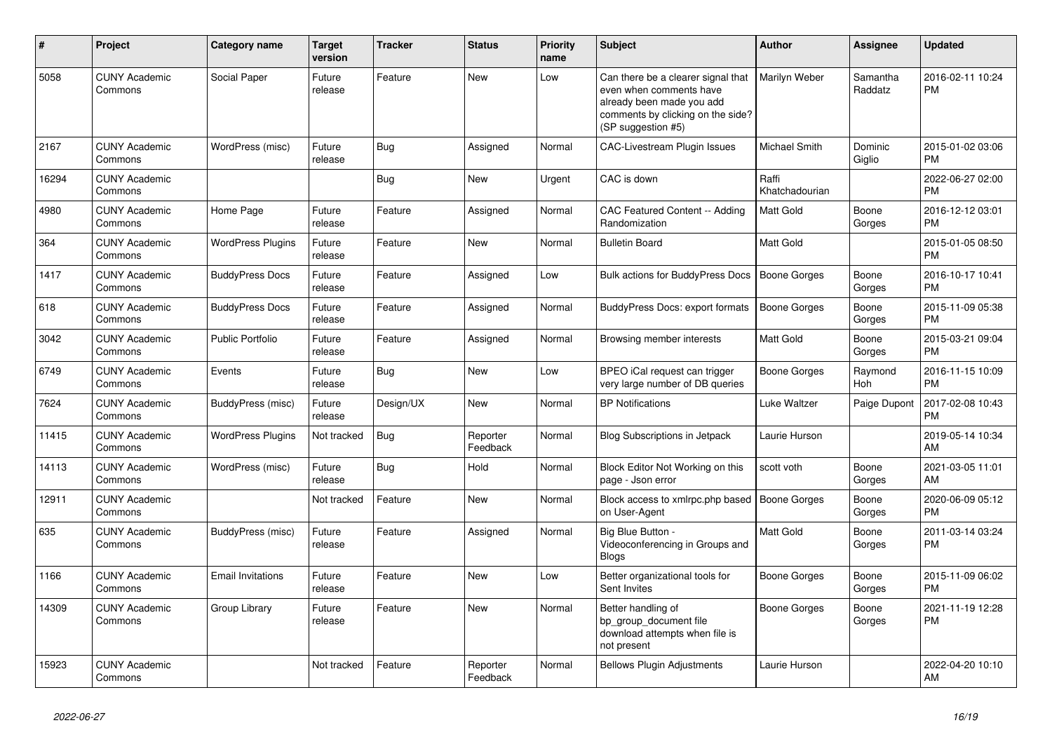| # | Project | Category name | Target version | Tracker | Status | Priority name | Subject | Author | Assignee | Updated |
|---|---|---|---|---|---|---|---|---|---|---|
| 5058 | CUNY Academic Commons | Social Paper | Future release | Feature | New | Low | Can there be a clearer signal that even when comments have already been made you add comments by clicking on the side? (SP suggestion #5) | Marilyn Weber | Samantha Raddatz | 2016-02-11 10:24 PM |
| 2167 | CUNY Academic Commons | WordPress (misc) | Future release | Bug | Assigned | Normal | CAC-Livestream Plugin Issues | Michael Smith | Dominic Giglio | 2015-01-02 03:06 PM |
| 16294 | CUNY Academic Commons | | | Bug | New | Urgent | CAC is down | Raffi Khatchadourian | | 2022-06-27 02:00 PM |
| 4980 | CUNY Academic Commons | Home Page | Future release | Feature | Assigned | Normal | CAC Featured Content -- Adding Randomization | Matt Gold | Boone Gorges | 2016-12-12 03:01 PM |
| 364 | CUNY Academic Commons | WordPress Plugins | Future release | Feature | New | Normal | Bulletin Board | Matt Gold | | 2015-01-05 08:50 PM |
| 1417 | CUNY Academic Commons | BuddyPress Docs | Future release | Feature | Assigned | Low | Bulk actions for BuddyPress Docs | Boone Gorges | Boone Gorges | 2016-10-17 10:41 PM |
| 618 | CUNY Academic Commons | BuddyPress Docs | Future release | Feature | Assigned | Normal | BuddyPress Docs: export formats | Boone Gorges | Boone Gorges | 2015-11-09 05:38 PM |
| 3042 | CUNY Academic Commons | Public Portfolio | Future release | Feature | Assigned | Normal | Browsing member interests | Matt Gold | Boone Gorges | 2015-03-21 09:04 PM |
| 6749 | CUNY Academic Commons | Events | Future release | Bug | New | Low | BPEO iCal request can trigger very large number of DB queries | Boone Gorges | Raymond Hoh | 2016-11-15 10:09 PM |
| 7624 | CUNY Academic Commons | BuddyPress (misc) | Future release | Design/UX | New | Normal | BP Notifications | Luke Waltzer | Paige Dupont | 2017-02-08 10:43 PM |
| 11415 | CUNY Academic Commons | WordPress Plugins | Not tracked | Bug | Reporter Feedback | Normal | Blog Subscriptions in Jetpack | Laurie Hurson | | 2019-05-14 10:34 AM |
| 14113 | CUNY Academic Commons | WordPress (misc) | Future release | Bug | Hold | Normal | Block Editor Not Working on this page - Json error | scott voth | Boone Gorges | 2021-03-05 11:01 AM |
| 12911 | CUNY Academic Commons | | Not tracked | Feature | New | Normal | Block access to xmlrpc.php based on User-Agent | Boone Gorges | Boone Gorges | 2020-06-09 05:12 PM |
| 635 | CUNY Academic Commons | BuddyPress (misc) | Future release | Feature | Assigned | Normal | Big Blue Button - Videoconferencing in Groups and Blogs | Matt Gold | Boone Gorges | 2011-03-14 03:24 PM |
| 1166 | CUNY Academic Commons | Email Invitations | Future release | Feature | New | Low | Better organizational tools for Sent Invites | Boone Gorges | Boone Gorges | 2015-11-09 06:02 PM |
| 14309 | CUNY Academic Commons | Group Library | Future release | Feature | New | Normal | Better handling of bp_group_document file download attempts when file is not present | Boone Gorges | Boone Gorges | 2021-11-19 12:28 PM |
| 15923 | CUNY Academic Commons | | Not tracked | Feature | Reporter Feedback | Normal | Bellows Plugin Adjustments | Laurie Hurson | | 2022-04-20 10:10 AM |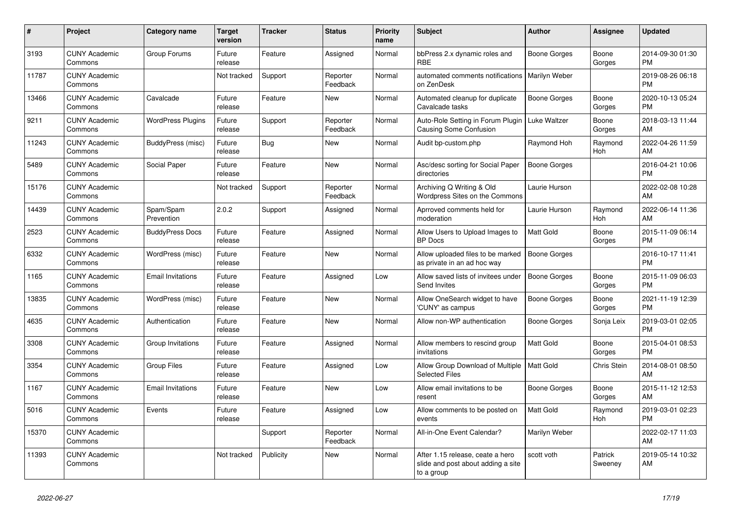| # | Project | Category name | Target version | Tracker | Status | Priority name | Subject | Author | Assignee | Updated |
|---|---|---|---|---|---|---|---|---|---|---|
| 3193 | CUNY Academic Commons | Group Forums | Future release | Feature | Assigned | Normal | bbPress 2.x dynamic roles and RBE | Boone Gorges | Boone Gorges | 2014-09-30 01:30 PM |
| 11787 | CUNY Academic Commons | | Not tracked | Support | Reporter Feedback | Normal | automated comments notifications on ZenDesk | Marilyn Weber | | 2019-08-26 06:18 PM |
| 13466 | CUNY Academic Commons | Cavalcade | Future release | Feature | New | Normal | Automated cleanup for duplicate Cavalcade tasks | Boone Gorges | Boone Gorges | 2020-10-13 05:24 PM |
| 9211 | CUNY Academic Commons | WordPress Plugins | Future release | Support | Reporter Feedback | Normal | Auto-Role Setting in Forum Plugin Causing Some Confusion | Luke Waltzer | Boone Gorges | 2018-03-13 11:44 AM |
| 11243 | CUNY Academic Commons | BuddyPress (misc) | Future release | Bug | New | Normal | Audit bp-custom.php | Raymond Hoh | Raymond Hoh | 2022-04-26 11:59 AM |
| 5489 | CUNY Academic Commons | Social Paper | Future release | Feature | New | Normal | Asc/desc sorting for Social Paper directories | Boone Gorges | | 2016-04-21 10:06 PM |
| 15176 | CUNY Academic Commons | | Not tracked | Support | Reporter Feedback | Normal | Archiving Q Writing & Old Wordpress Sites on the Commons | Laurie Hurson | | 2022-02-08 10:28 AM |
| 14439 | CUNY Academic Commons | Spam/Spam Prevention | 2.0.2 | Support | Assigned | Normal | Aprroved comments held for moderation | Laurie Hurson | Raymond Hoh | 2022-06-14 11:36 AM |
| 2523 | CUNY Academic Commons | BuddyPress Docs | Future release | Feature | Assigned | Normal | Allow Users to Upload Images to BP Docs | Matt Gold | Boone Gorges | 2015-11-09 06:14 PM |
| 6332 | CUNY Academic Commons | WordPress (misc) | Future release | Feature | New | Normal | Allow uploaded files to be marked as private in an ad hoc way | Boone Gorges | | 2016-10-17 11:41 PM |
| 1165 | CUNY Academic Commons | Email Invitations | Future release | Feature | Assigned | Low | Allow saved lists of invitees under Send Invites | Boone Gorges | Boone Gorges | 2015-11-09 06:03 PM |
| 13835 | CUNY Academic Commons | WordPress (misc) | Future release | Feature | New | Normal | Allow OneSearch widget to have 'CUNY' as campus | Boone Gorges | Boone Gorges | 2021-11-19 12:39 PM |
| 4635 | CUNY Academic Commons | Authentication | Future release | Feature | New | Normal | Allow non-WP authentication | Boone Gorges | Sonja Leix | 2019-03-01 02:05 PM |
| 3308 | CUNY Academic Commons | Group Invitations | Future release | Feature | Assigned | Normal | Allow members to rescind group invitations | Matt Gold | Boone Gorges | 2015-04-01 08:53 PM |
| 3354 | CUNY Academic Commons | Group Files | Future release | Feature | Assigned | Low | Allow Group Download of Multiple Selected Files | Matt Gold | Chris Stein | 2014-08-01 08:50 AM |
| 1167 | CUNY Academic Commons | Email Invitations | Future release | Feature | New | Low | Allow email invitations to be resent | Boone Gorges | Boone Gorges | 2015-11-12 12:53 AM |
| 5016 | CUNY Academic Commons | Events | Future release | Feature | Assigned | Low | Allow comments to be posted on events | Matt Gold | Raymond Hoh | 2019-03-01 02:23 PM |
| 15370 | CUNY Academic Commons | | | Support | Reporter Feedback | Normal | All-in-One Event Calendar? | Marilyn Weber | | 2022-02-17 11:03 AM |
| 11393 | CUNY Academic Commons | | Not tracked | Publicity | New | Normal | After 1.15 release, ceate a hero slide and post about adding a site to a group | scott voth | Patrick Sweeney | 2019-05-14 10:32 AM |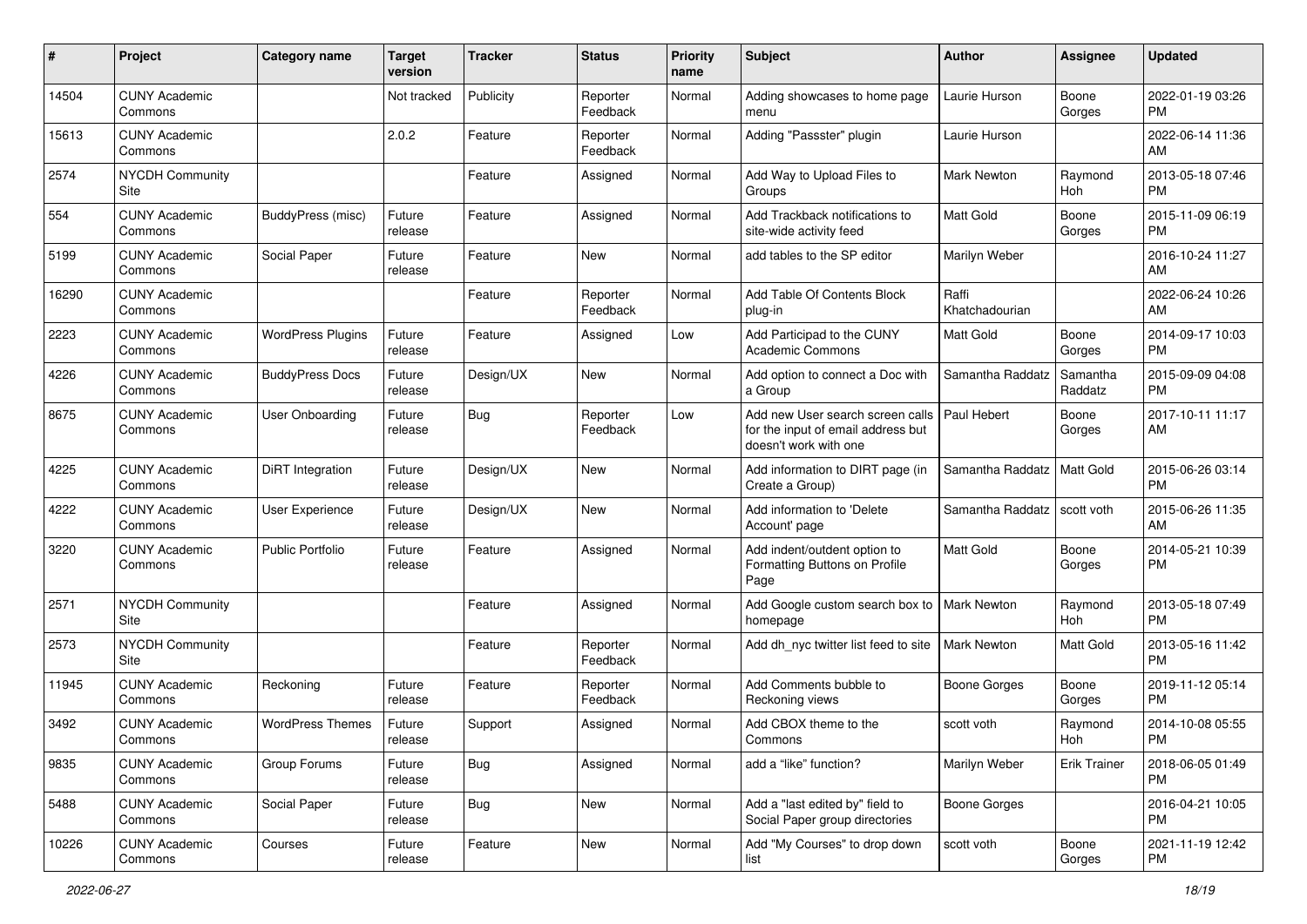| # | Project | Category name | Target version | Tracker | Status | Priority name | Subject | Author | Assignee | Updated |
|---|---|---|---|---|---|---|---|---|---|---|
| 14504 | CUNY Academic Commons | | Not tracked | Publicity | Reporter Feedback | Normal | Adding showcases to home page menu | Laurie Hurson | Boone Gorges | 2022-01-19 03:26 PM |
| 15613 | CUNY Academic Commons | | 2.0.2 | Feature | Reporter Feedback | Normal | Adding "Passster" plugin | Laurie Hurson | | 2022-06-14 11:36 AM |
| 2574 | NYCDH Community Site | | | Feature | Assigned | Normal | Add Way to Upload Files to Groups | Mark Newton | Raymond Hoh | 2013-05-18 07:46 PM |
| 554 | CUNY Academic Commons | BuddyPress (misc) | Future release | Feature | Assigned | Normal | Add Trackback notifications to site-wide activity feed | Matt Gold | Boone Gorges | 2015-11-09 06:19 PM |
| 5199 | CUNY Academic Commons | Social Paper | Future release | Feature | New | Normal | add tables to the SP editor | Marilyn Weber | | 2016-10-24 11:27 AM |
| 16290 | CUNY Academic Commons | | | Feature | Reporter Feedback | Normal | Add Table Of Contents Block plug-in | Raffi Khatchadourian | | 2022-06-24 10:26 AM |
| 2223 | CUNY Academic Commons | WordPress Plugins | Future release | Feature | Assigned | Low | Add Participad to the CUNY Academic Commons | Matt Gold | Boone Gorges | 2014-09-17 10:03 PM |
| 4226 | CUNY Academic Commons | BuddyPress Docs | Future release | Design/UX | New | Normal | Add option to connect a Doc with a Group | Samantha Raddatz | Samantha Raddatz | 2015-09-09 04:08 PM |
| 8675 | CUNY Academic Commons | User Onboarding | Future release | Bug | Reporter Feedback | Low | Add new User search screen calls for the input of email address but doesn't work with one | Paul Hebert | Boone Gorges | 2017-10-11 11:17 AM |
| 4225 | CUNY Academic Commons | DiRT Integration | Future release | Design/UX | New | Normal | Add information to DIRT page (in Create a Group) | Samantha Raddatz | Matt Gold | 2015-06-26 03:14 PM |
| 4222 | CUNY Academic Commons | User Experience | Future release | Design/UX | New | Normal | Add information to 'Delete Account' page | Samantha Raddatz | scott voth | 2015-06-26 11:35 AM |
| 3220 | CUNY Academic Commons | Public Portfolio | Future release | Feature | Assigned | Normal | Add indent/outdent option to Formatting Buttons on Profile Page | Matt Gold | Boone Gorges | 2014-05-21 10:39 PM |
| 2571 | NYCDH Community Site | | | Feature | Assigned | Normal | Add Google custom search box to homepage | Mark Newton | Raymond Hoh | 2013-05-18 07:49 PM |
| 2573 | NYCDH Community Site | | | Feature | Reporter Feedback | Normal | Add dh_nyc twitter list feed to site | Mark Newton | Matt Gold | 2013-05-16 11:42 PM |
| 11945 | CUNY Academic Commons | Reckoning | Future release | Feature | Reporter Feedback | Normal | Add Comments bubble to Reckoning views | Boone Gorges | Boone Gorges | 2019-11-12 05:14 PM |
| 3492 | CUNY Academic Commons | WordPress Themes | Future release | Support | Assigned | Normal | Add CBOX theme to the Commons | scott voth | Raymond Hoh | 2014-10-08 05:55 PM |
| 9835 | CUNY Academic Commons | Group Forums | Future release | Bug | Assigned | Normal | add a "like" function? | Marilyn Weber | Erik Trainer | 2018-06-05 01:49 PM |
| 5488 | CUNY Academic Commons | Social Paper | Future release | Bug | New | Normal | Add a "last edited by" field to Social Paper group directories | Boone Gorges | | 2016-04-21 10:05 PM |
| 10226 | CUNY Academic Commons | Courses | Future release | Feature | New | Normal | Add "My Courses" to drop down list | scott voth | Boone Gorges | 2021-11-19 12:42 PM |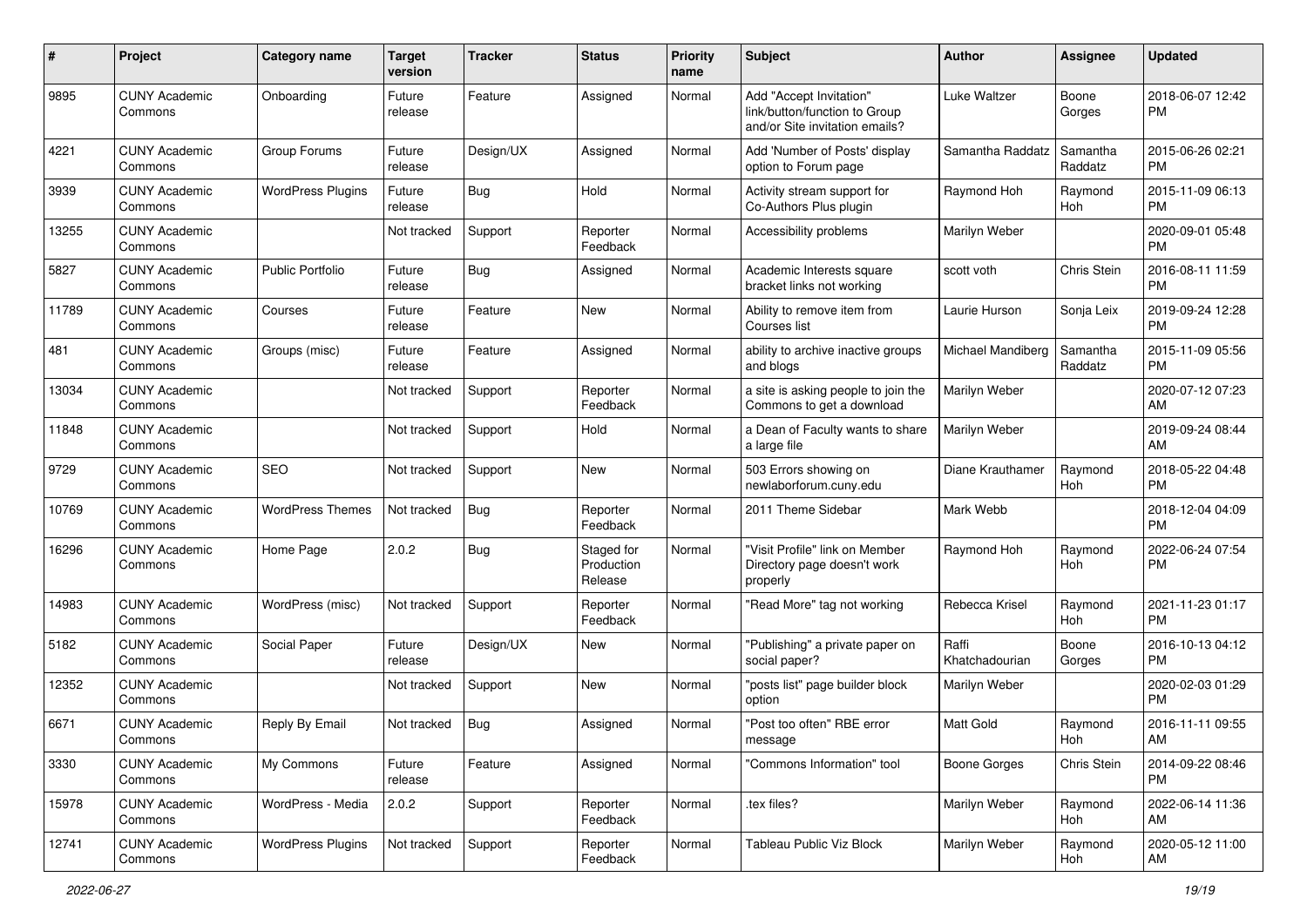| # | Project | Category name | Target version | Tracker | Status | Priority name | Subject | Author | Assignee | Updated |
|---|---|---|---|---|---|---|---|---|---|---|
| 9895 | CUNY Academic Commons | Onboarding | Future release | Feature | Assigned | Normal | Add "Accept Invitation" link/button/function to Group and/or Site invitation emails? | Luke Waltzer | Boone Gorges | 2018-06-07 12:42 PM |
| 4221 | CUNY Academic Commons | Group Forums | Future release | Design/UX | Assigned | Normal | Add 'Number of Posts' display option to Forum page | Samantha Raddatz | Samantha Raddatz | 2015-06-26 02:21 PM |
| 3939 | CUNY Academic Commons | WordPress Plugins | Future release | Bug | Hold | Normal | Activity stream support for Co-Authors Plus plugin | Raymond Hoh | Raymond Hoh | 2015-11-09 06:13 PM |
| 13255 | CUNY Academic Commons | | Not tracked | Support | Reporter Feedback | Normal | Accessibility problems | Marilyn Weber | | 2020-09-01 05:48 PM |
| 5827 | CUNY Academic Commons | Public Portfolio | Future release | Bug | Assigned | Normal | Academic Interests square bracket links not working | scott voth | Chris Stein | 2016-08-11 11:59 PM |
| 11789 | CUNY Academic Commons | Courses | Future release | Feature | New | Normal | Ability to remove item from Courses list | Laurie Hurson | Sonja Leix | 2019-09-24 12:28 PM |
| 481 | CUNY Academic Commons | Groups (misc) | Future release | Feature | Assigned | Normal | ability to archive inactive groups and blogs | Michael Mandiberg | Samantha Raddatz | 2015-11-09 05:56 PM |
| 13034 | CUNY Academic Commons | | Not tracked | Support | Reporter Feedback | Normal | a site is asking people to join the Commons to get a download | Marilyn Weber | | 2020-07-12 07:23 AM |
| 11848 | CUNY Academic Commons | | Not tracked | Support | Hold | Normal | a Dean of Faculty wants to share a large file | Marilyn Weber | | 2019-09-24 08:44 AM |
| 9729 | CUNY Academic Commons | SEO | Not tracked | Support | New | Normal | 503 Errors showing on newlaborforum.cuny.edu | Diane Krauthamer | Raymond Hoh | 2018-05-22 04:48 PM |
| 10769 | CUNY Academic Commons | WordPress Themes | Not tracked | Bug | Reporter Feedback | Normal | 2011 Theme Sidebar | Mark Webb | | 2018-12-04 04:09 PM |
| 16296 | CUNY Academic Commons | Home Page | 2.0.2 | Bug | Staged for Production Release | Normal | "Visit Profile" link on Member Directory page doesn't work properly | Raymond Hoh | Raymond Hoh | 2022-06-24 07:54 PM |
| 14983 | CUNY Academic Commons | WordPress (misc) | Not tracked | Support | Reporter Feedback | Normal | "Read More" tag not working | Rebecca Krisel | Raymond Hoh | 2021-11-23 01:17 PM |
| 5182 | CUNY Academic Commons | Social Paper | Future release | Design/UX | New | Normal | "Publishing" a private paper on social paper? | Raffi Khatchadourian | Boone Gorges | 2016-10-13 04:12 PM |
| 12352 | CUNY Academic Commons | | Not tracked | Support | New | Normal | "posts list" page builder block option | Marilyn Weber | | 2020-02-03 01:29 PM |
| 6671 | CUNY Academic Commons | Reply By Email | Not tracked | Bug | Assigned | Normal | "Post too often" RBE error message | Matt Gold | Raymond Hoh | 2016-11-11 09:55 AM |
| 3330 | CUNY Academic Commons | My Commons | Future release | Feature | Assigned | Normal | "Commons Information" tool | Boone Gorges | Chris Stein | 2014-09-22 08:46 PM |
| 15978 | CUNY Academic Commons | WordPress - Media | 2.0.2 | Support | Reporter Feedback | Normal | .tex files? | Marilyn Weber | Raymond Hoh | 2022-06-14 11:36 AM |
| 12741 | CUNY Academic Commons | WordPress Plugins | Not tracked | Support | Reporter Feedback | Normal | Tableau Public Viz Block | Marilyn Weber | Raymond Hoh | 2020-05-12 11:00 AM |